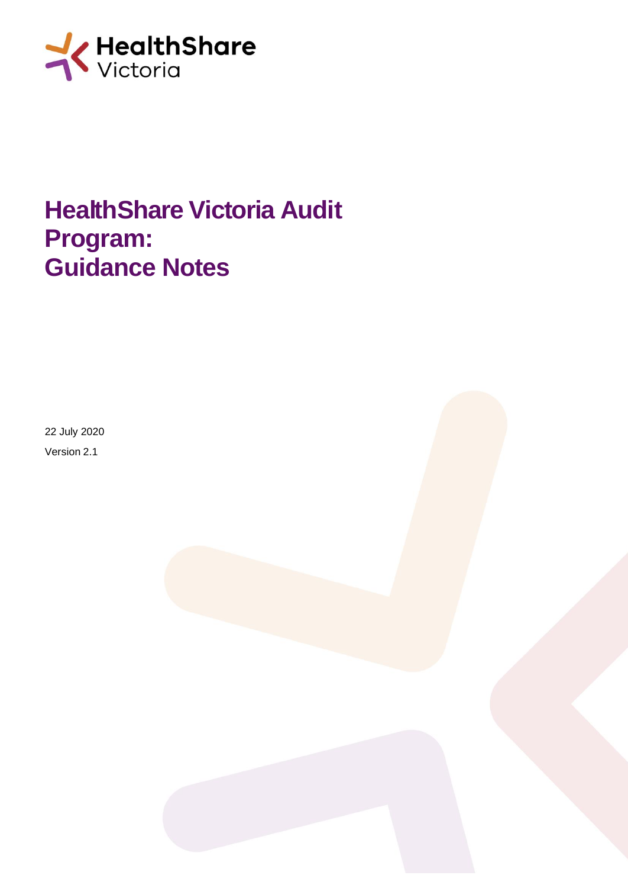HealthShare Victoria

# HealthShare Victoria Audit Program: Guidance Notes

22 July 2020

Version 2.1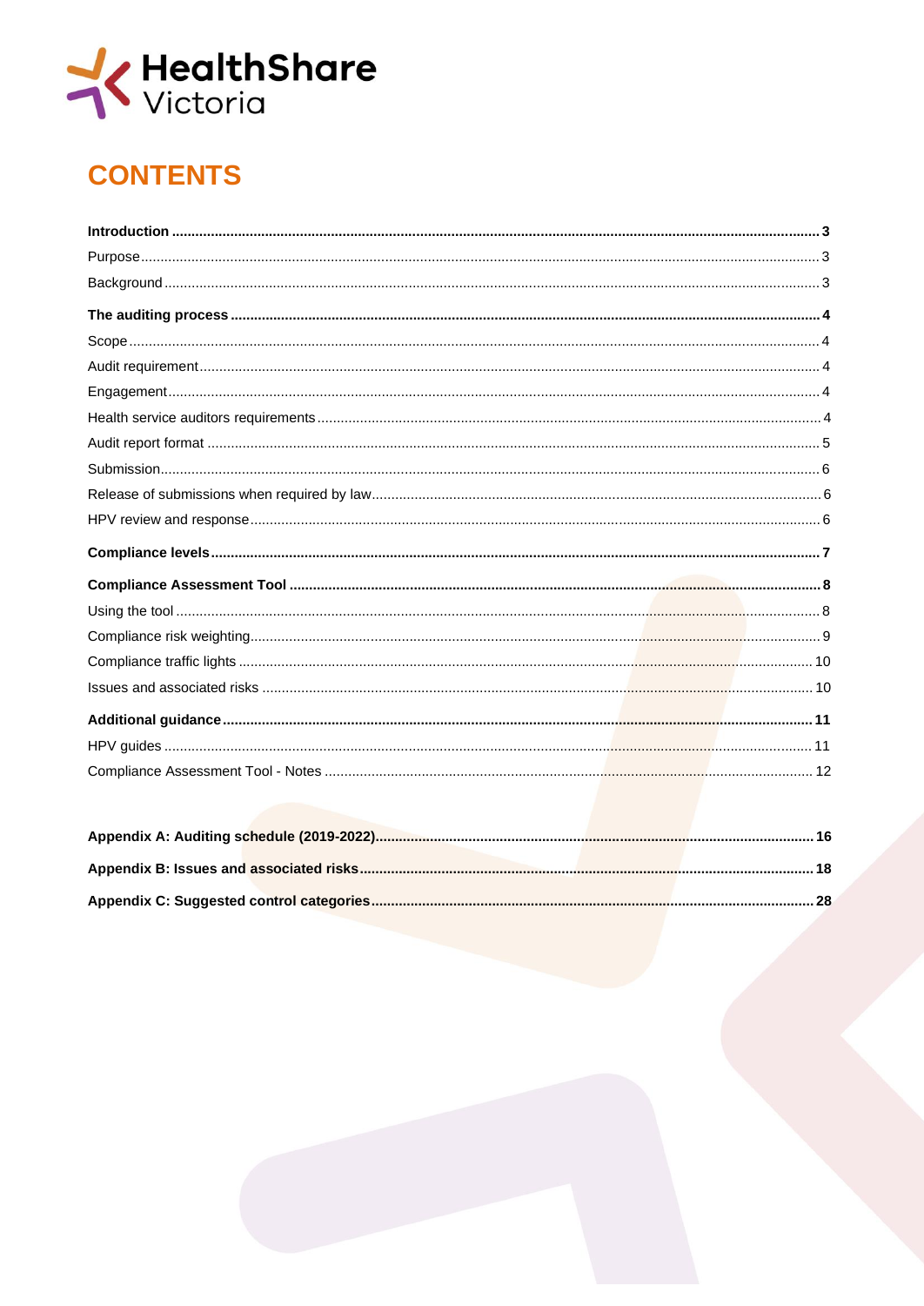# CONTENTS

**Introduction** ........ **3**

Purpose ........ 3

Background ........ 3

**The auditing process** ........ **4**

Scope ........ 4

Audit requirement ........ 4

Engagement ........ 4

Health service auditors requirements ........ 4

Audit report format ........ 5

Submission ........ 6

Release of submissions when required by law ........ 6

HPV review and response ........ 6

**Compliance levels** ........ **7**

**Compliance Assessment Tool** ........ **8**

Using the tool ........ 8

Compliance risk weighting ........ 9

Compliance traffic lights ........ 10

Issues and associated risks ........ 10

**Additional guidance** ........ **11**

HPV guides ........ 11

Compliance Assessment Tool - Notes ........ 12

**Appendix A: Auditing schedule (2019-2022)** ........ **16**

**Appendix B: Issues and associated risks** ........ **18**

**Appendix C: Suggested control categories** ........ **28**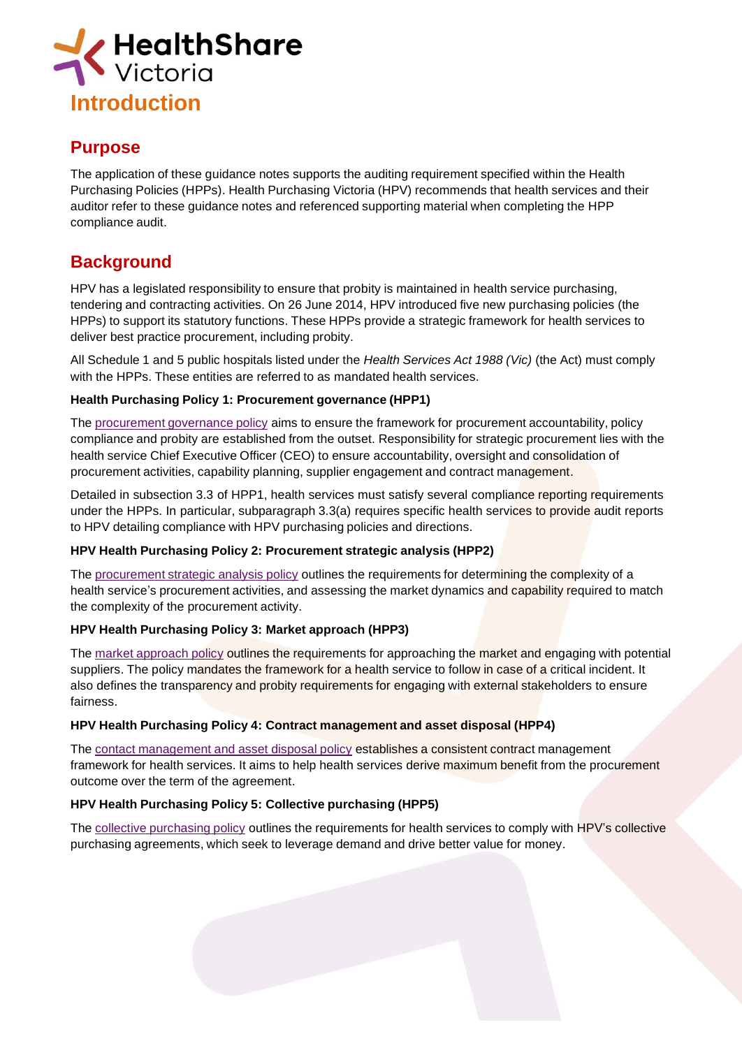# Introduction

## Purpose

The application of these guidance notes supports the auditing requirement specified within the Health Purchasing Policies (HPPs). Health Purchasing Victoria (HPV) recommends that health services and their auditor refer to these guidance notes and referenced supporting material when completing the HPP compliance audit.

## Background

HPV has a legislated responsibility to ensure that probity is maintained in health service purchasing, tendering and contracting activities. On 26 June 2014, HPV introduced five new purchasing policies (the HPPs) to support its statutory functions. These HPPs provide a strategic framework for health services to deliver best practice procurement, including probity.

All Schedule 1 and 5 public hospitals listed under the *Health Services Act 1988 (Vic)* (the Act) must comply with the HPPs. These entities are referred to as mandated health services.

**Health Purchasing Policy 1: Procurement governance (HPP1)**

The procurement governance policy aims to ensure the framework for procurement accountability, policy compliance and probity are established from the outset. Responsibility for strategic procurement lies with the health service Chief Executive Officer (CEO) to ensure accountability, oversight and consolidation of procurement activities, capability planning, supplier engagement and contract management.

Detailed in subsection 3.3 of HPP1, health services must satisfy several compliance reporting requirements under the HPPs. In particular, subparagraph 3.3(a) requires specific health services to provide audit reports to HPV detailing compliance with HPV purchasing policies and directions.

**HPV Health Purchasing Policy 2: Procurement strategic analysis (HPP2)**

The procurement strategic analysis policy outlines the requirements for determining the complexity of a health service's procurement activities, and assessing the market dynamics and capability required to match the complexity of the procurement activity.

**HPV Health Purchasing Policy 3: Market approach (HPP3)**

The market approach policy outlines the requirements for approaching the market and engaging with potential suppliers. The policy mandates the framework for a health service to follow in case of a critical incident. It also defines the transparency and probity requirements for engaging with external stakeholders to ensure fairness.

**HPV Health Purchasing Policy 4: Contract management and asset disposal (HPP4)**

The contact management and asset disposal policy establishes a consistent contract management framework for health services. It aims to help health services derive maximum benefit from the procurement outcome over the term of the agreement.

**HPV Health Purchasing Policy 5: Collective purchasing (HPP5)**

The collective purchasing policy outlines the requirements for health services to comply with HPV's collective purchasing agreements, which seek to leverage demand and drive better value for money.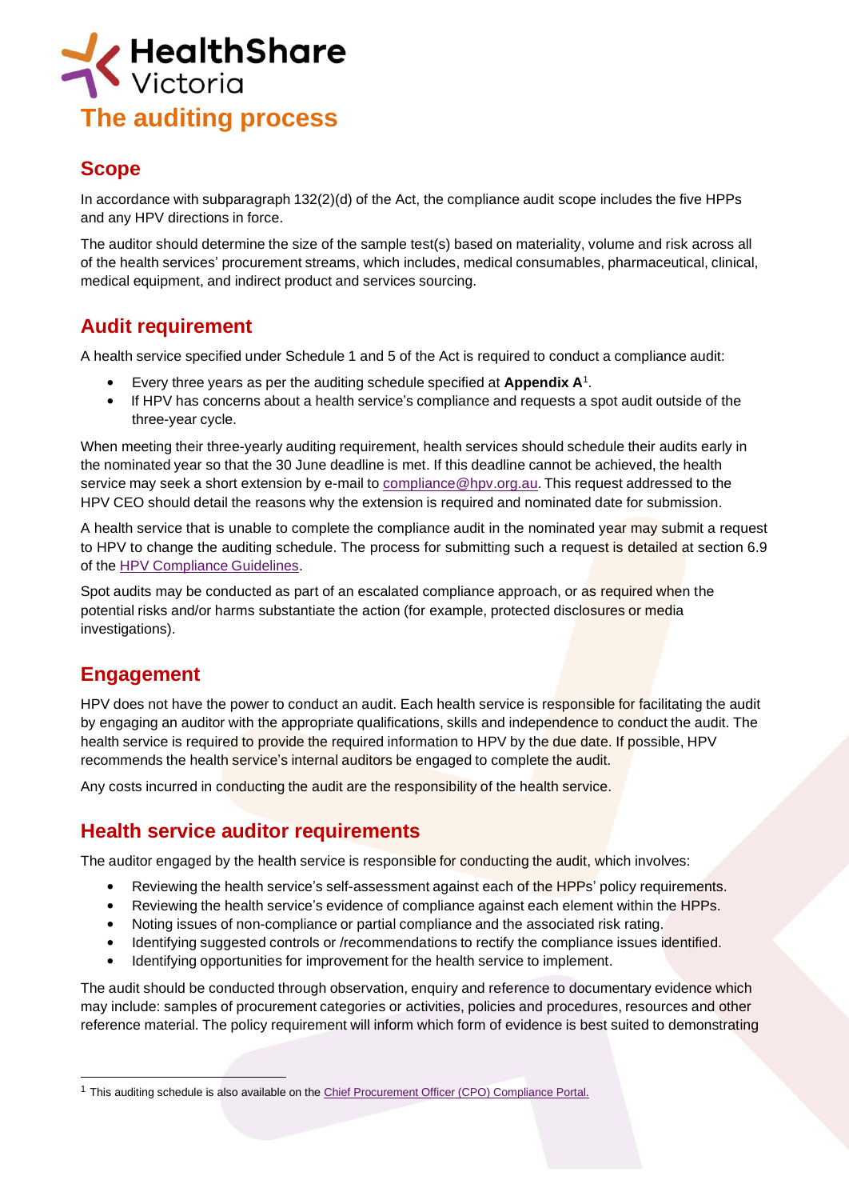# The auditing process

## Scope

In accordance with subparagraph 132(2)(d) of the Act, the compliance audit scope includes the five HPPs and any HPV directions in force.

The auditor should determine the size of the sample test(s) based on materiality, volume and risk across all of the health services' procurement streams, which includes, medical consumables, pharmaceutical, clinical, medical equipment, and indirect product and services sourcing.

## Audit requirement

A health service specified under Schedule 1 and 5 of the Act is required to conduct a compliance audit:

- Every three years as per the auditing schedule specified at **Appendix A**[1].
- If HPV has concerns about a health service's compliance and requests a spot audit outside of the three-year cycle.

When meeting their three-yearly auditing requirement, health services should schedule their audits early in the nominated year so that the 30 June deadline is met. If this deadline cannot be achieved, the health service may seek a short extension by e-mail to compliance@hpv.org.au. This request addressed to the HPV CEO should detail the reasons why the extension is required and nominated date for submission.

A health service that is unable to complete the compliance audit in the nominated year may submit a request to HPV to change the auditing schedule. The process for submitting such a request is detailed at section 6.9 of the HPV Compliance Guidelines.

Spot audits may be conducted as part of an escalated compliance approach, or as required when the potential risks and/or harms substantiate the action (for example, protected disclosures or media investigations).

## Engagement

HPV does not have the power to conduct an audit. Each health service is responsible for facilitating the audit by engaging an auditor with the appropriate qualifications, skills and independence to conduct the audit. The health service is required to provide the required information to HPV by the due date. If possible, HPV recommends the health service's internal auditors be engaged to complete the audit.

Any costs incurred in conducting the audit are the responsibility of the health service.

## Health service auditor requirements

The auditor engaged by the health service is responsible for conducting the audit, which involves:

- Reviewing the health service's self-assessment against each of the HPPs' policy requirements.
- Reviewing the health service's evidence of compliance against each element within the HPPs.
- Noting issues of non-compliance or partial compliance and the associated risk rating.
- Identifying suggested controls or /recommendations to rectify the compliance issues identified.
- Identifying opportunities for improvement for the health service to implement.

The audit should be conducted through observation, enquiry and reference to documentary evidence which may include: samples of procurement categories or activities, policies and procedures, resources and other reference material. The policy requirement will inform which form of evidence is best suited to demonstrating

---

[1] This auditing schedule is also available on the Chief Procurement Officer (CPO) Compliance Portal.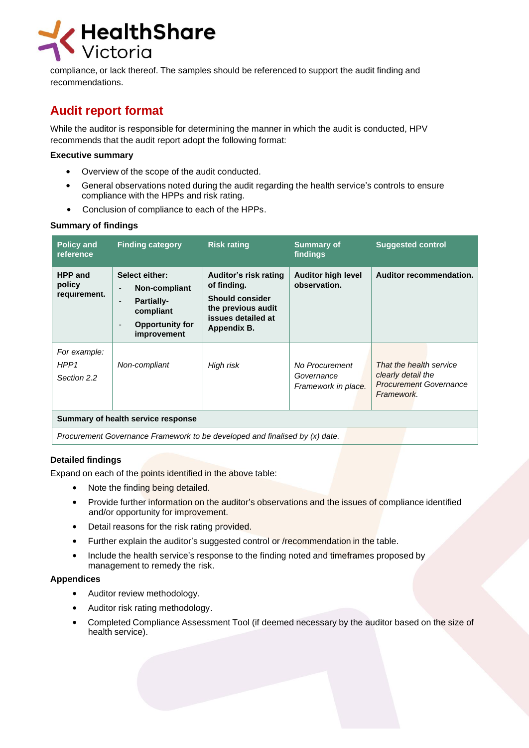compliance, or lack thereof. The samples should be referenced to support the audit finding and recommendations.

## Audit report format

While the auditor is responsible for determining the manner in which the audit is conducted, HPV recommends that the audit report adopt the following format:

**Executive summary**

- Overview of the scope of the audit conducted.
- General observations noted during the audit regarding the health service's controls to ensure compliance with the HPPs and risk rating.
- Conclusion of compliance to each of the HPPs.

**Summary of findings**

| Policy and reference | Finding category | Risk rating | Summary of findings | Suggested control |
|---|---|---|---|---|
| **HPP and policy requirement.** | **Select either:**<br>- **Non-compliant**<br>- **Partially-compliant**<br>- **Opportunity for improvement** | **Auditor's risk rating of finding.**<br>**Should consider the previous audit issues detailed at Appendix B.** | **Auditor high level observation.** | **Auditor recommendation.** |
| *For example:*<br>*HPP1*<br>*Section 2.2* | *Non-compliant* | *High risk* | *No Procurement Governance Framework in place.* | *That the health service clearly detail the Procurement Governance Framework.* |
| **Summary of health service response** | | | | |
| *Procurement Governance Framework to be developed and finalised by (x) date.* | | | | |

**Detailed findings**

Expand on each of the points identified in the above table:

- Note the finding being detailed.
- Provide further information on the auditor's observations and the issues of compliance identified and/or opportunity for improvement.
- Detail reasons for the risk rating provided.
- Further explain the auditor's suggested control or /recommendation in the table.
- Include the health service's response to the finding noted and timeframes proposed by management to remedy the risk.

**Appendices**

- Auditor review methodology.
- Auditor risk rating methodology.
- Completed Compliance Assessment Tool (if deemed necessary by the auditor based on the size of health service).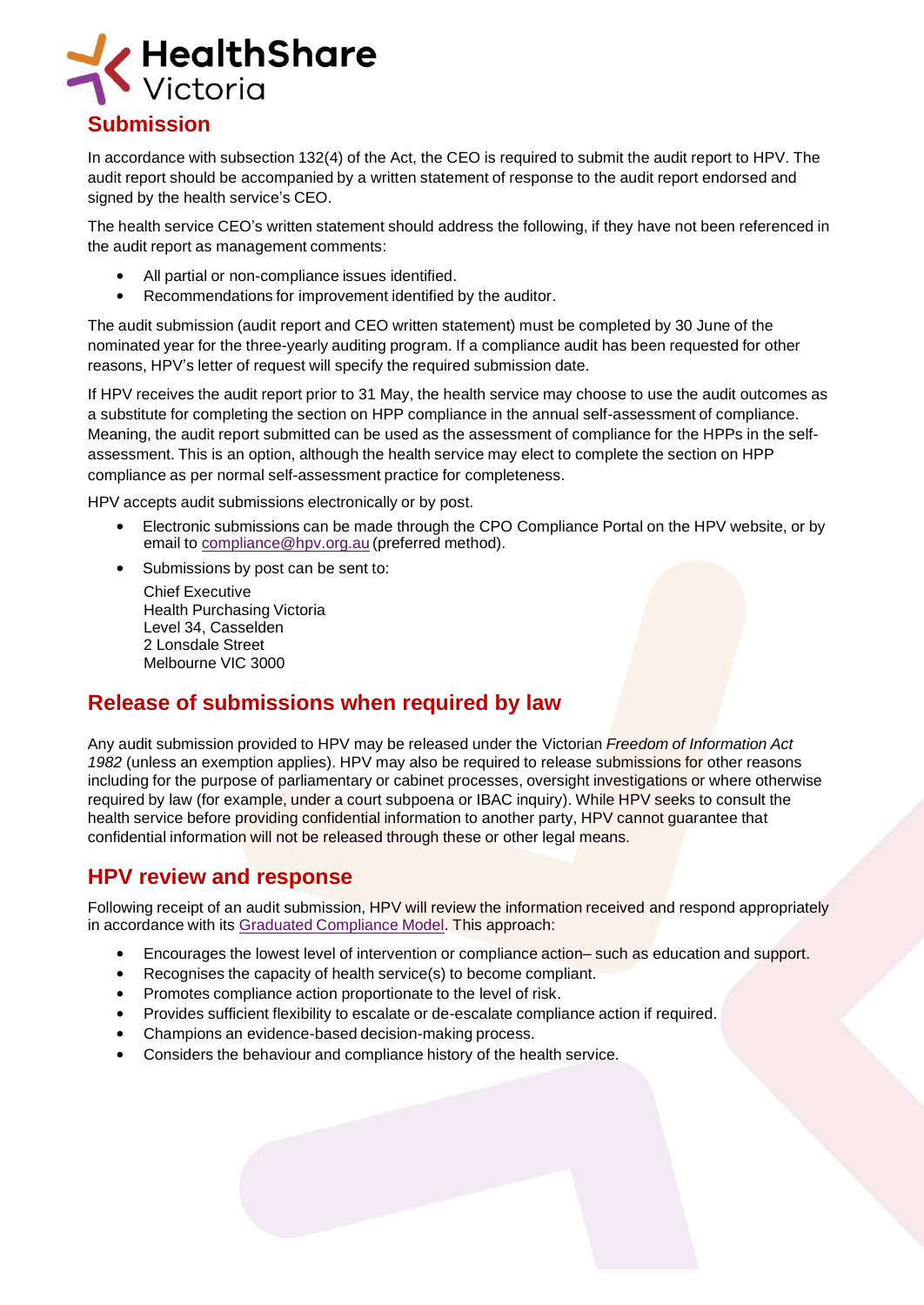## Submission

In accordance with subsection 132(4) of the Act, the CEO is required to submit the audit report to HPV. The audit report should be accompanied by a written statement of response to the audit report endorsed and signed by the health service's CEO.

The health service CEO's written statement should address the following, if they have not been referenced in the audit report as management comments:

- All partial or non-compliance issues identified.
- Recommendations for improvement identified by the auditor.

The audit submission (audit report and CEO written statement) must be completed by 30 June of the nominated year for the three-yearly auditing program. If a compliance audit has been requested for other reasons, HPV's letter of request will specify the required submission date.

If HPV receives the audit report prior to 31 May, the health service may choose to use the audit outcomes as a substitute for completing the section on HPP compliance in the annual self-assessment of compliance. Meaning, the audit report submitted can be used as the assessment of compliance for the HPPs in the self-assessment. This is an option, although the health service may elect to complete the section on HPP compliance as per normal self-assessment practice for completeness.

HPV accepts audit submissions electronically or by post.

- Electronic submissions can be made through the CPO Compliance Portal on the HPV website, or by email to compliance@hpv.org.au (preferred method).
- Submissions by post can be sent to:

  Chief Executive
  Health Purchasing Victoria
  Level 34, Casselden
  2 Lonsdale Street
  Melbourne VIC 3000

## Release of submissions when required by law

Any audit submission provided to HPV may be released under the Victorian *Freedom of Information Act 1982* (unless an exemption applies). HPV may also be required to release submissions for other reasons including for the purpose of parliamentary or cabinet processes, oversight investigations or where otherwise required by law (for example, under a court subpoena or IBAC inquiry). While HPV seeks to consult the health service before providing confidential information to another party, HPV cannot guarantee that confidential information will not be released through these or other legal means.

## HPV review and response

Following receipt of an audit submission, HPV will review the information received and respond appropriately in accordance with its Graduated Compliance Model. This approach:

- Encourages the lowest level of intervention or compliance action– such as education and support.
- Recognises the capacity of health service(s) to become compliant.
- Promotes compliance action proportionate to the level of risk.
- Provides sufficient flexibility to escalate or de-escalate compliance action if required.
- Champions an evidence-based decision-making process.
- Considers the behaviour and compliance history of the health service.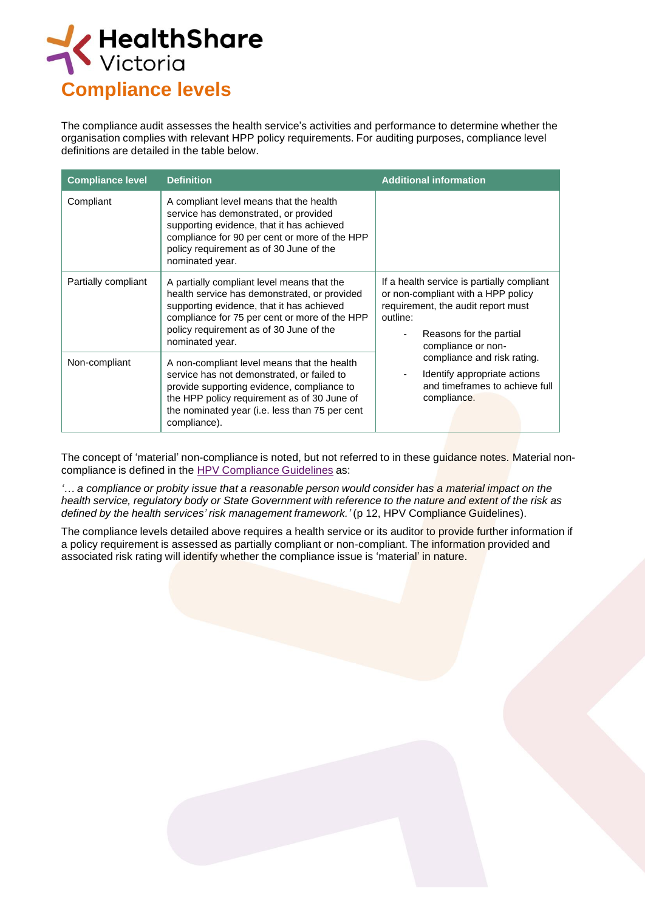# Compliance levels

The compliance audit assesses the health service's activities and performance to determine whether the organisation complies with relevant HPP policy requirements. For auditing purposes, compliance level definitions are detailed in the table below.

| Compliance level | Definition | Additional information |
|---|---|---|
| Compliant | A compliant level means that the health service has demonstrated, or provided supporting evidence, that it has achieved compliance for 90 per cent or more of the HPP policy requirement as of 30 June of the nominated year. | |
| Partially compliant | A partially compliant level means that the health service has demonstrated, or provided supporting evidence, that it has achieved compliance for 75 per cent or more of the HPP policy requirement as of 30 June of the nominated year. | If a health service is partially compliant or non-compliant with a HPP policy requirement, the audit report must outline:<br>- Reasons for the partial compliance or non-compliance and risk rating.<br>- Identify appropriate actions and timeframes to achieve full compliance. |
| Non-compliant | A non-compliant level means that the health service has not demonstrated, or failed to provide supporting evidence, compliance to the HPP policy requirement as of 30 June of the nominated year (i.e. less than 75 per cent compliance). | |

The concept of 'material' non-compliance is noted, but not referred to in these guidance notes. Material non-compliance is defined in the HPV Compliance Guidelines as:

*'… a compliance or probity issue that a reasonable person would consider has a material impact on the health service, regulatory body or State Government with reference to the nature and extent of the risk as defined by the health services' risk management framework.'* (p 12, HPV Compliance Guidelines).

The compliance levels detailed above requires a health service or its auditor to provide further information if a policy requirement is assessed as partially compliant or non-compliant. The information provided and associated risk rating will identify whether the compliance issue is 'material' in nature.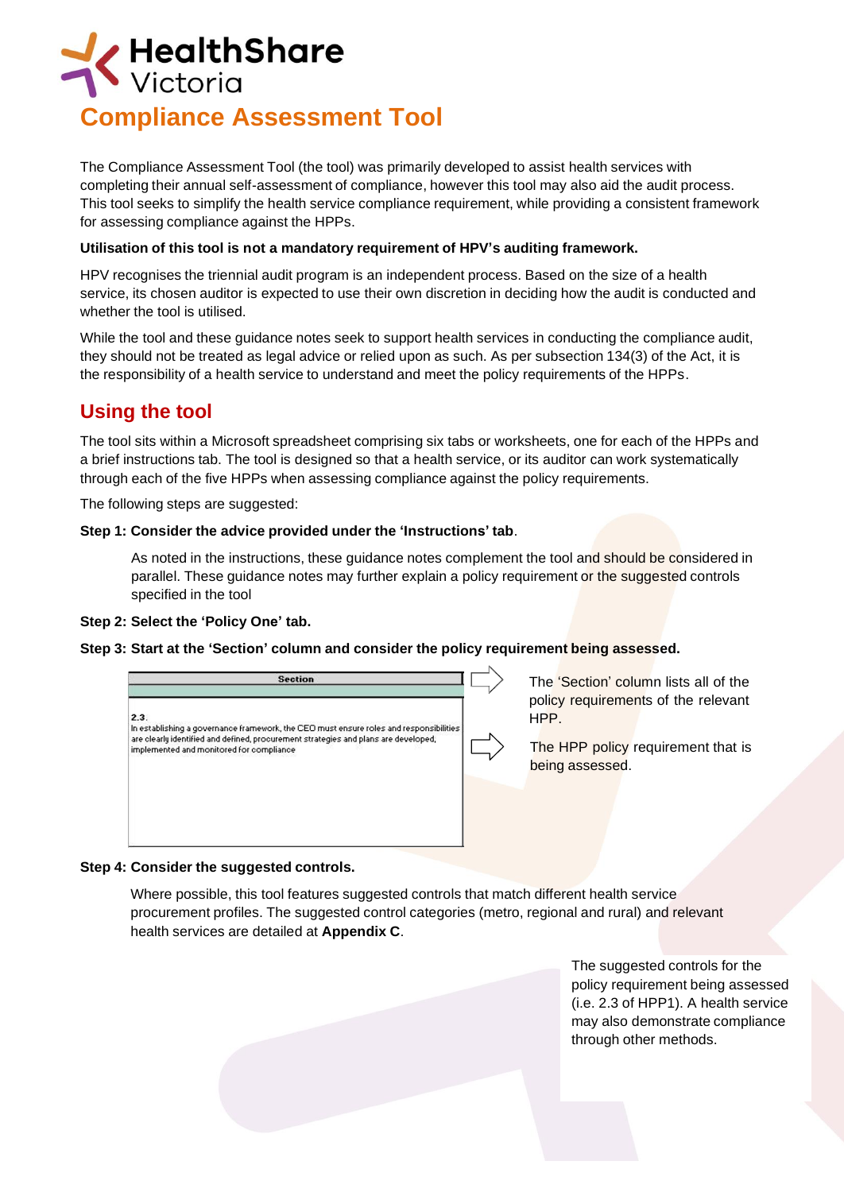# Compliance Assessment Tool

The Compliance Assessment Tool (the tool) was primarily developed to assist health services with completing their annual self-assessment of compliance, however this tool may also aid the audit process. This tool seeks to simplify the health service compliance requirement, while providing a consistent framework for assessing compliance against the HPPs.

**Utilisation of this tool is not a mandatory requirement of HPV's auditing framework.**

HPV recognises the triennial audit program is an independent process. Based on the size of a health service, its chosen auditor is expected to use their own discretion in deciding how the audit is conducted and whether the tool is utilised.

While the tool and these guidance notes seek to support health services in conducting the compliance audit, they should not be treated as legal advice or relied upon as such. As per subsection 134(3) of the Act, it is the responsibility of a health service to understand and meet the policy requirements of the HPPs.

## Using the tool

The tool sits within a Microsoft spreadsheet comprising six tabs or worksheets, one for each of the HPPs and a brief instructions tab. The tool is designed so that a health service, or its auditor can work systematically through each of the five HPPs when assessing compliance against the policy requirements.

The following steps are suggested:

**Step 1: Consider the advice provided under the 'Instructions' tab**.

As noted in the instructions, these guidance notes complement the tool and should be considered in parallel. These guidance notes may further explain a policy requirement or the suggested controls specified in the tool

**Step 2: Select the 'Policy One' tab.**

**Step 3: Start at the 'Section' column and consider the policy requirement being assessed.**

| Section |
|---|
| 2.3.<br>In establishing a governance framework, the CEO must ensure roles and responsibilities are clearly identified and defined, procurement strategies and plans are developed, implemented and monitored for compliance |

The 'Section' column lists all of the policy requirements of the relevant HPP.

The HPP policy requirement that is being assessed.

**Step 4: Consider the suggested controls.**

Where possible, this tool features suggested controls that match different health service procurement profiles. The suggested control categories (metro, regional and rural) and relevant health services are detailed at **Appendix C**.

The suggested controls for the policy requirement being assessed (i.e. 2.3 of HPP1). A health service may also demonstrate compliance through other methods.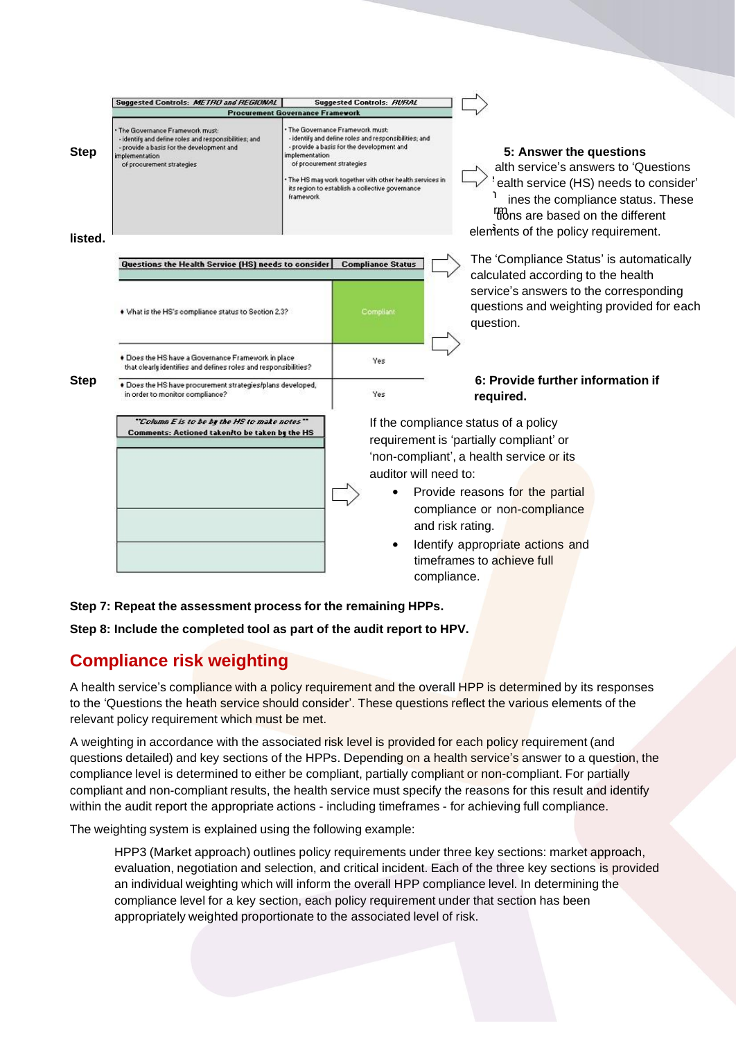| Suggested Controls: *METRO and REGIONAL* | Suggested Controls: *RURAL* |
|---|---|
| Procurement Governance Framework | |
| • The Governance Framework must: - identify and define roles and responsibilities; and - provide a basis for the development and implementation of procurement strategies | • The Governance Framework must: - identify and define roles and responsibilities; and - provide a basis for the development and implementation of procurement strategies • The HS may work together with other health services in its region to establish a collective governance framework |

**Step 5: Answer the questions listed.**

The health service's answers to 'Questions the health service (HS) needs to consider' determines the compliance status. These questions are based on the different elements of the policy requirement.

| Questions the Health Service (HS) needs to consider | Compliance Status |
|---|---|
| • What is the HS's compliance status to Section 2.3? | Compliant |
| • Does the HS have a Governance Framework in place that clearly identifies and defines roles and responsibilities? | Yes |
| • Does the HS have procurement strategies/plans developed, in order to monitor compliance? | Yes |

The 'Compliance Status' is automatically calculated according to the health service's answers to the corresponding questions and weighting provided for each question.

**Step 6: Provide further information if required.**

| "Column E is to be by the HS to make notes" Comments: Actioned taken/to be taken by the HS |
|---|
| |
| |
| |

If the compliance status of a policy requirement is 'partially compliant' or 'non-compliant', a health service or its auditor will need to:

- Provide reasons for the partial compliance or non-compliance and risk rating.
- Identify appropriate actions and timeframes to achieve full compliance.

**Step 7: Repeat the assessment process for the remaining HPPs.**

**Step 8: Include the completed tool as part of the audit report to HPV.**

## Compliance risk weighting

A health service's compliance with a policy requirement and the overall HPP is determined by its responses to the 'Questions the heath service should consider'. These questions reflect the various elements of the relevant policy requirement which must be met.

A weighting in accordance with the associated risk level is provided for each policy requirement (and questions detailed) and key sections of the HPPs. Depending on a health service's answer to a question, the compliance level is determined to either be compliant, partially compliant or non-compliant. For partially compliant and non-compliant results, the health service must specify the reasons for this result and identify within the audit report the appropriate actions - including timeframes - for achieving full compliance.

The weighting system is explained using the following example:

> HPP3 (Market approach) outlines policy requirements under three key sections: market approach, evaluation, negotiation and selection, and critical incident. Each of the three key sections is provided an individual weighting which will inform the overall HPP compliance level. In determining the compliance level for a key section, each policy requirement under that section has been appropriately weighted proportionate to the associated level of risk.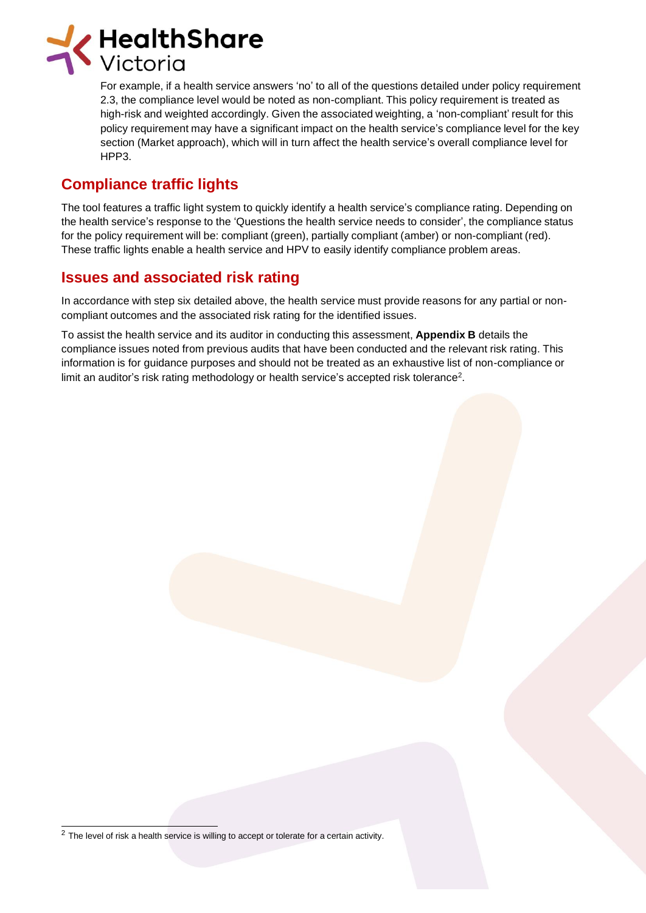For example, if a health service answers 'no' to all of the questions detailed under policy requirement 2.3, the compliance level would be noted as non-compliant. This policy requirement is treated as high-risk and weighted accordingly. Given the associated weighting, a 'non-compliant' result for this policy requirement may have a significant impact on the health service's compliance level for the key section (Market approach), which will in turn affect the health service's overall compliance level for HPP3.

## Compliance traffic lights

The tool features a traffic light system to quickly identify a health service's compliance rating. Depending on the health service's response to the 'Questions the health service needs to consider', the compliance status for the policy requirement will be: compliant (green), partially compliant (amber) or non-compliant (red). These traffic lights enable a health service and HPV to easily identify compliance problem areas.

## Issues and associated risk rating

In accordance with step six detailed above, the health service must provide reasons for any partial or non-compliant outcomes and the associated risk rating for the identified issues.

To assist the health service and its auditor in conducting this assessment, **Appendix B** details the compliance issues noted from previous audits that have been conducted and the relevant risk rating. This information is for guidance purposes and should not be treated as an exhaustive list of non-compliance or limit an auditor's risk rating methodology or health service's accepted risk tolerance[2].

[2] The level of risk a health service is willing to accept or tolerate for a certain activity.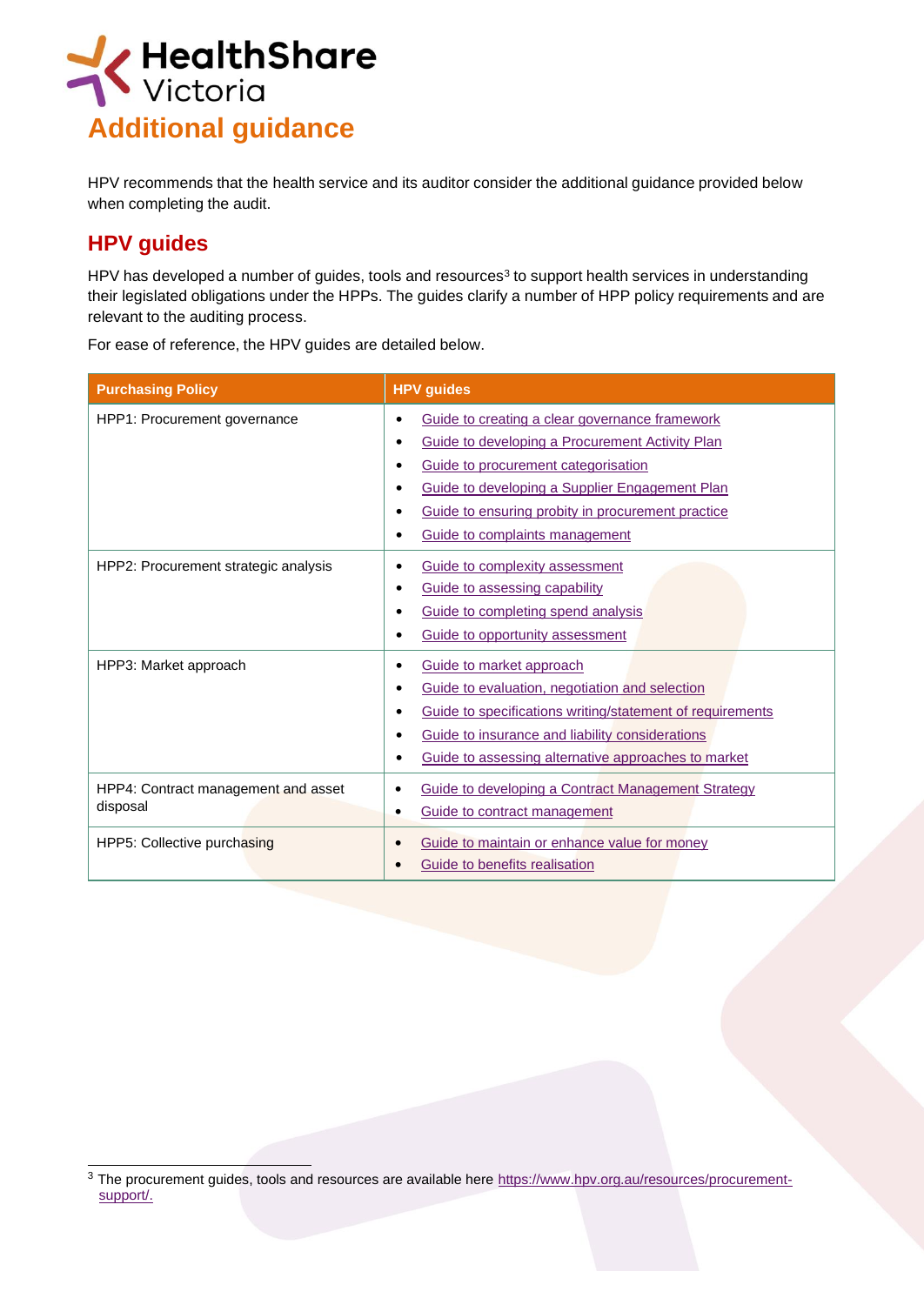# Additional guidance

HPV recommends that the health service and its auditor consider the additional guidance provided below when completing the audit.

## HPV guides

HPV has developed a number of guides, tools and resources[3] to support health services in understanding their legislated obligations under the HPPs. The guides clarify a number of HPP policy requirements and are relevant to the auditing process.

For ease of reference, the HPV guides are detailed below.

| Purchasing Policy | HPV guides |
|---|---|
| HPP1: Procurement governance | • Guide to creating a clear governance framework<br>• Guide to developing a Procurement Activity Plan<br>• Guide to procurement categorisation<br>• Guide to developing a Supplier Engagement Plan<br>• Guide to ensuring probity in procurement practice<br>• Guide to complaints management |
| HPP2: Procurement strategic analysis | • Guide to complexity assessment<br>• Guide to assessing capability<br>• Guide to completing spend analysis<br>• Guide to opportunity assessment |
| HPP3: Market approach | • Guide to market approach<br>• Guide to evaluation, negotiation and selection<br>• Guide to specifications writing/statement of requirements<br>• Guide to insurance and liability considerations<br>• Guide to assessing alternative approaches to market |
| HPP4: Contract management and asset disposal | • Guide to developing a Contract Management Strategy<br>• Guide to contract management |
| HPP5: Collective purchasing | • Guide to maintain or enhance value for money<br>• Guide to benefits realisation |

[3] The procurement guides, tools and resources are available here https://www.hpv.org.au/resources/procurement-support/.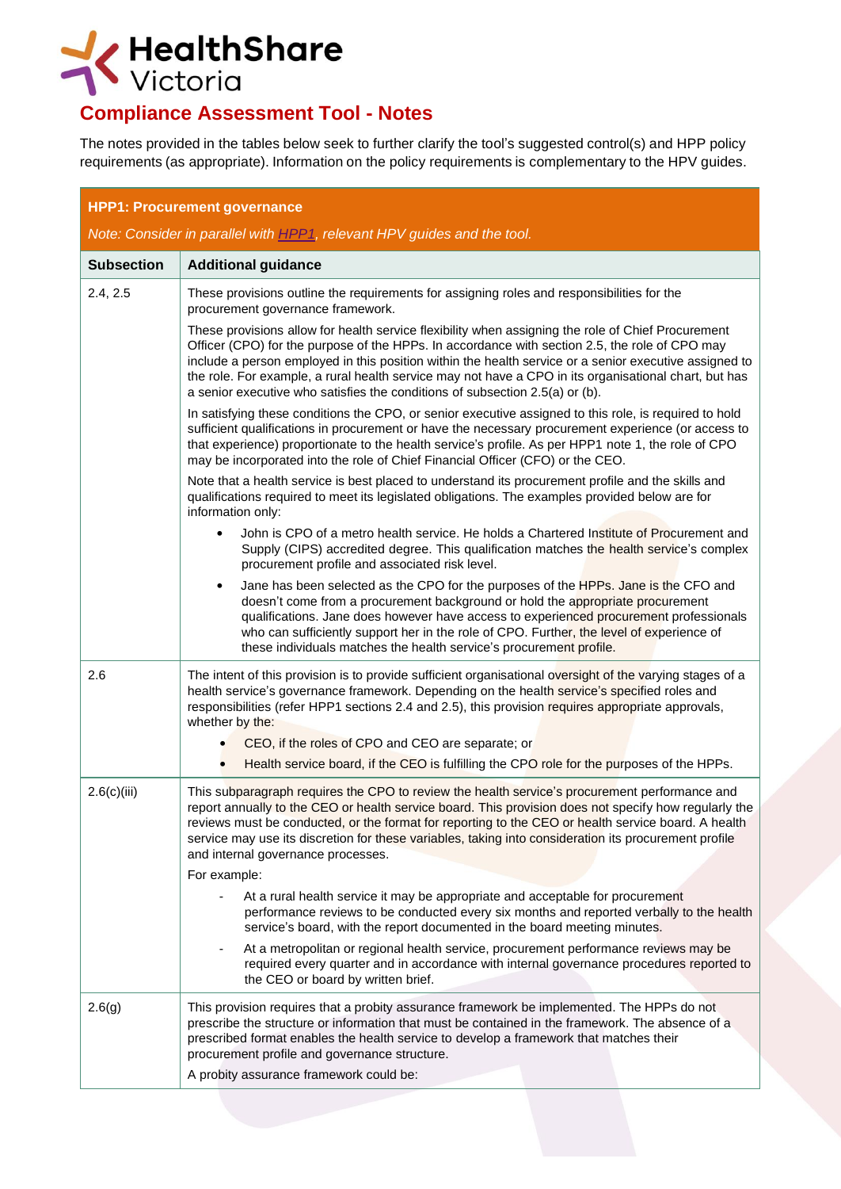HealthShare Victoria

# Compliance Assessment Tool - Notes

The notes provided in the tables below seek to further clarify the tool's suggested control(s) and HPP policy requirements (as appropriate). Information on the policy requirements is complementary to the HPV guides.

| **HPP1: Procurement governance**<br>*Note: Consider in parallel with HPP1, relevant HPV guides and the tool.* | |
|---|---|
| **Subsection** | **Additional guidance** |
| 2.4, 2.5 | These provisions outline the requirements for assigning roles and responsibilities for the procurement governance framework.<br><br>These provisions allow for health service flexibility when assigning the role of Chief Procurement Officer (CPO) for the purpose of the HPPs. In accordance with section 2.5, the role of CPO may include a person employed in this position within the health service or a senior executive assigned to the role. For example, a rural health service may not have a CPO in its organisational chart, but has a senior executive who satisfies the conditions of subsection 2.5(a) or (b).<br><br>In satisfying these conditions the CPO, or senior executive assigned to this role, is required to hold sufficient qualifications in procurement or have the necessary procurement experience (or access to that experience) proportionate to the health service's profile. As per HPP1 note 1, the role of CPO may be incorporated into the role of Chief Financial Officer (CFO) or the CEO.<br><br>Note that a health service is best placed to understand its procurement profile and the skills and qualifications required to meet its legislated obligations. The examples provided below are for information only:<br><br>• John is CPO of a metro health service. He holds a Chartered Institute of Procurement and Supply (CIPS) accredited degree. This qualification matches the health service's complex procurement profile and associated risk level.<br>• Jane has been selected as the CPO for the purposes of the HPPs. Jane is the CFO and doesn't come from a procurement background or hold the appropriate procurement qualifications. Jane does however have access to experienced procurement professionals who can sufficiently support her in the role of CPO. Further, the level of experience of these individuals matches the health service's procurement profile. |
| 2.6 | The intent of this provision is to provide sufficient organisational oversight of the varying stages of a health service's governance framework. Depending on the health service's specified roles and responsibilities (refer HPP1 sections 2.4 and 2.5), this provision requires appropriate approvals, whether by the:<br><br>• CEO, if the roles of CPO and CEO are separate; or<br>• Health service board, if the CEO is fulfilling the CPO role for the purposes of the HPPs. |
| 2.6(c)(iii) | This subparagraph requires the CPO to review the health service's procurement performance and report annually to the CEO or health service board. This provision does not specify how regularly the reviews must be conducted, or the format for reporting to the CEO or health service board. A health service may use its discretion for these variables, taking into consideration its procurement profile and internal governance processes.<br><br>For example:<br><br>- At a rural health service it may be appropriate and acceptable for procurement performance reviews to be conducted every six months and reported verbally to the health service's board, with the report documented in the board meeting minutes.<br>- At a metropolitan or regional health service, procurement performance reviews may be required every quarter and in accordance with internal governance procedures reported to the CEO or board by written brief. |
| 2.6(g) | This provision requires that a probity assurance framework be implemented. The HPPs do not prescribe the structure or information that must be contained in the framework. The absence of a prescribed format enables the health service to develop a framework that matches their procurement profile and governance structure.<br><br>A probity assurance framework could be: |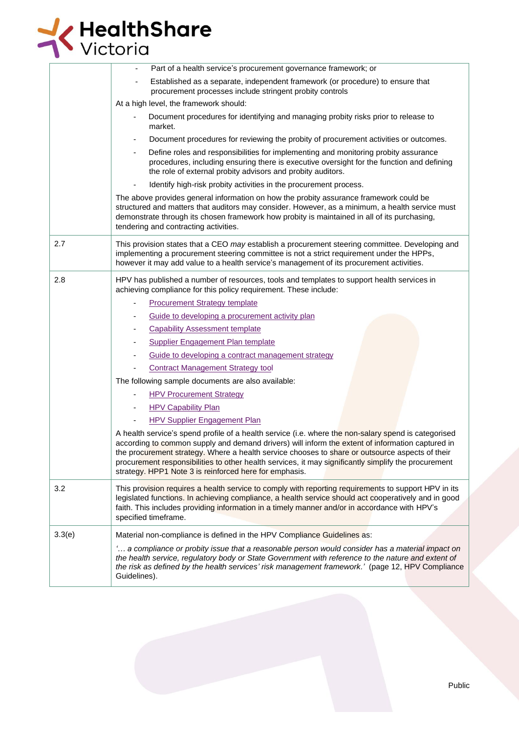| | |
|---|---|
| | - Part of a health service's procurement governance framework; or<br>- Established as a separate, independent framework (or procedure) to ensure that procurement processes include stringent probity controls<br><br>At a high level, the framework should:<br><br>- Document procedures for identifying and managing probity risks prior to release to market.<br>- Document procedures for reviewing the probity of procurement activities or outcomes.<br>- Define roles and responsibilities for implementing and monitoring probity assurance procedures, including ensuring there is executive oversight for the function and defining the role of external probity advisors and probity auditors.<br>- Identify high-risk probity activities in the procurement process.<br><br>The above provides general information on how the probity assurance framework could be structured and matters that auditors may consider. However, as a minimum, a health service must demonstrate through its chosen framework how probity is maintained in all of its purchasing, tendering and contracting activities. |
| 2.7 | This provision states that a CEO *may* establish a procurement steering committee. Developing and implementing a procurement steering committee is not a strict requirement under the HPPs, however it may add value to a health service's management of its procurement activities. |
| 2.8 | HPV has published a number of resources, tools and templates to support health services in achieving compliance for this policy requirement. These include:<br><br>- Procurement Strategy template<br>- Guide to developing a procurement activity plan<br>- Capability Assessment template<br>- Supplier Engagement Plan template<br>- Guide to developing a contract management strategy<br>- Contract Management Strategy tool<br><br>The following sample documents are also available:<br><br>- HPV Procurement Strategy<br>- HPV Capability Plan<br>- HPV Supplier Engagement Plan<br><br>A health service's spend profile of a health service (i.e. where the non-salary spend is categorised according to common supply and demand drivers) will inform the extent of information captured in the procurement strategy. Where a health service chooses to share or outsource aspects of their procurement responsibilities to other health services, it may significantly simplify the procurement strategy. HPP1 Note 3 is reinforced here for emphasis. |
| 3.2 | This provision requires a health service to comply with reporting requirements to support HPV in its legislated functions. In achieving compliance, a health service should act cooperatively and in good faith. This includes providing information in a timely manner and/or in accordance with HPV's specified timeframe. |
| 3.3(e) | Material non-compliance is defined in the HPV Compliance Guidelines as:<br><br>*'… a compliance or probity issue that a reasonable person would consider has a material impact on the health service, regulatory body or State Government with reference to the nature and extent of the risk as defined by the health services' risk management framework.'* (page 12, HPV Compliance Guidelines). |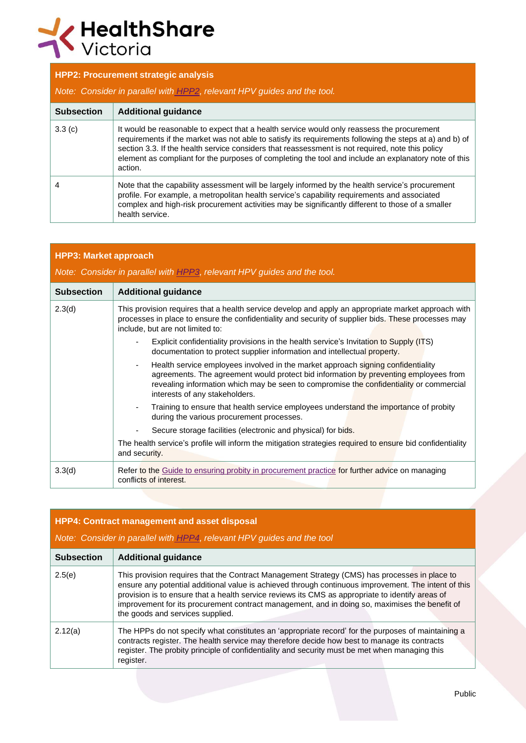## HPP2: Procurement strategic analysis

*Note: Consider in parallel with HPP2, relevant HPV guides and the tool.*

| Subsection | Additional guidance |
|---|---|
| 3.3 (c) | It would be reasonable to expect that a health service would only reassess the procurement requirements if the market was not able to satisfy its requirements following the steps at a) and b) of section 3.3. If the health service considers that reassessment is not required, note this policy element as compliant for the purposes of completing the tool and include an explanatory note of this action. |
| 4 | Note that the capability assessment will be largely informed by the health service's procurement profile. For example, a metropolitan health service's capability requirements and associated complex and high-risk procurement activities may be significantly different to those of a smaller health service. |

## HPP3: Market approach

*Note: Consider in parallel with HPP3, relevant HPV guides and the tool.*

| Subsection | Additional guidance |
|---|---|
| 2.3(d) | This provision requires that a health service develop and apply an appropriate market approach with processes in place to ensure the confidentiality and security of supplier bids. These processes may include, but are not limited to:<br>- Explicit confidentiality provisions in the health service's Invitation to Supply (ITS) documentation to protect supplier information and intellectual property.<br>- Health service employees involved in the market approach signing confidentiality agreements. The agreement would protect bid information by preventing employees from revealing information which may be seen to compromise the confidentiality or commercial interests of any stakeholders.<br>- Training to ensure that health service employees understand the importance of probity during the various procurement processes.<br>- Secure storage facilities (electronic and physical) for bids.<br>The health service's profile will inform the mitigation strategies required to ensure bid confidentiality and security. |
| 3.3(d) | Refer to the Guide to ensuring probity in procurement practice for further advice on managing conflicts of interest. |

## HPP4: Contract management and asset disposal

*Note: Consider in parallel with HPP4, relevant HPV guides and the tool*

| Subsection | Additional guidance |
|---|---|
| 2.5(e) | This provision requires that the Contract Management Strategy (CMS) has processes in place to ensure any potential additional value is achieved through continuous improvement. The intent of this provision is to ensure that a health service reviews its CMS as appropriate to identify areas of improvement for its procurement contract management, and in doing so, maximises the benefit of the goods and services supplied. |
| 2.12(a) | The HPPs do not specify what constitutes an 'appropriate record' for the purposes of maintaining a contracts register. The health service may therefore decide how best to manage its contracts register. The probity principle of confidentiality and security must be met when managing this register. |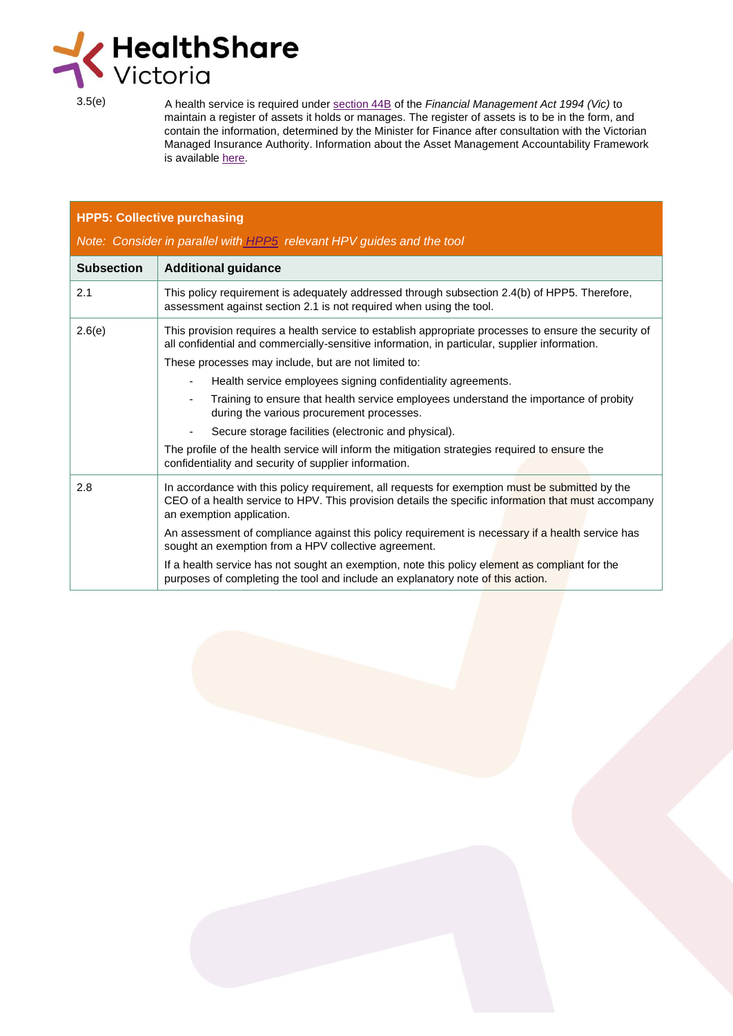| | |
|---|---|
| 3.5(e) | A health service is required under section 44B of the *Financial Management Act 1994 (Vic)* to maintain a register of assets it holds or manages. The register of assets is to be in the form, and contain the information, determined by the Minister for Finance after consultation with the Victorian Managed Insurance Authority. Information about the Asset Management Accountability Framework is available here. |

| **HPP5: Collective purchasing** *Note: Consider in parallel with HPP5 relevant HPV guides and the tool* | |
|---|---|
| **Subsection** | **Additional guidance** |
| 2.1 | This policy requirement is adequately addressed through subsection 2.4(b) of HPP5. Therefore, assessment against section 2.1 is not required when using the tool. |
| 2.6(e) | This provision requires a health service to establish appropriate processes to ensure the security of all confidential and commercially-sensitive information, in particular, supplier information.<br>These processes may include, but are not limited to:<br>- Health service employees signing confidentiality agreements.<br>- Training to ensure that health service employees understand the importance of probity during the various procurement processes.<br>- Secure storage facilities (electronic and physical).<br>The profile of the health service will inform the mitigation strategies required to ensure the confidentiality and security of supplier information. |
| 2.8 | In accordance with this policy requirement, all requests for exemption must be submitted by the CEO of a health service to HPV. This provision details the specific information that must accompany an exemption application.<br>An assessment of compliance against this policy requirement is necessary if a health service has sought an exemption from a HPV collective agreement.<br>If a health service has not sought an exemption, note this policy element as compliant for the purposes of completing the tool and include an explanatory note of this action. |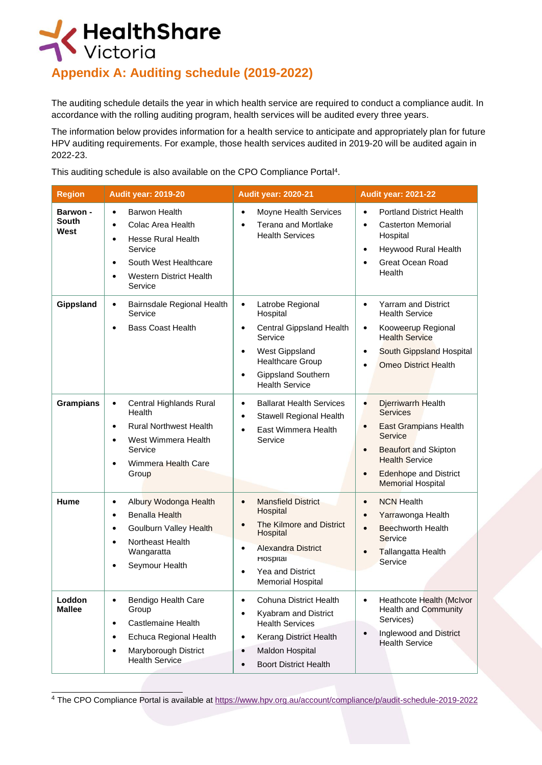# Appendix A: Auditing schedule (2019-2022)

The auditing schedule details the year in which health service are required to conduct a compliance audit. In accordance with the rolling auditing program, health services will be audited every three years.

The information below provides information for a health service to anticipate and appropriately plan for future HPV auditing requirements. For example, those health services audited in 2019-20 will be audited again in 2022-23.

This auditing schedule is also available on the CPO Compliance Portal[4].

| Region | Audit year: 2019-20 | Audit year: 2020-21 | Audit year: 2021-22 |
|---|---|---|---|
| **Barwon - South West** | • Barwon Health<br>• Colac Area Health<br>• Hesse Rural Health Service<br>• South West Healthcare<br>• Western District Health Service | • Moyne Health Services<br>• Terang and Mortlake Health Services | • Portland District Health<br>• Casterton Memorial Hospital<br>• Heywood Rural Health<br>• Great Ocean Road Health |
| **Gippsland** | • Bairnsdale Regional Health Service<br>• Bass Coast Health | • Latrobe Regional Hospital<br>• Central Gippsland Health Service<br>• West Gippsland Healthcare Group<br>• Gippsland Southern Health Service | • Yarram and District Health Service<br>• Kooweerup Regional Health Service<br>• South Gippsland Hospital<br>• Omeo District Health |
| **Grampians** | • Central Highlands Rural Health<br>• Rural Northwest Health<br>• West Wimmera Health Service<br>• Wimmera Health Care Group | • Ballarat Health Services<br>• Stawell Regional Health<br>• East Wimmera Health Service | • Djerriwarrh Health Services<br>• East Grampians Health Service<br>• Beaufort and Skipton Health Service<br>• Edenhope and District Memorial Hospital |
| **Hume** | • Albury Wodonga Health<br>• Benalla Health<br>• Goulburn Valley Health<br>• Northeast Health Wangaratta<br>• Seymour Health | • Mansfield District Hospital<br>• The Kilmore and District Hospital<br>• Alexandra District Hospital<br>• Yea and District Memorial Hospital | • NCN Health<br>• Yarrawonga Health<br>• Beechworth Health Service<br>• Tallangatta Health Service |
| **Loddon Mallee** | • Bendigo Health Care Group<br>• Castlemaine Health<br>• Echuca Regional Health<br>• Maryborough District Health Service | • Cohuna District Health<br>• Kyabram and District Health Services<br>• Kerang District Health<br>• Maldon Hospital<br>• Boort District Health | • Heathcote Health (McIvor Health and Community Services)<br>• Inglewood and District Health Service |

[4] The CPO Compliance Portal is available at https://www.hpv.org.au/account/compliance/p/audit-schedule-2019-2022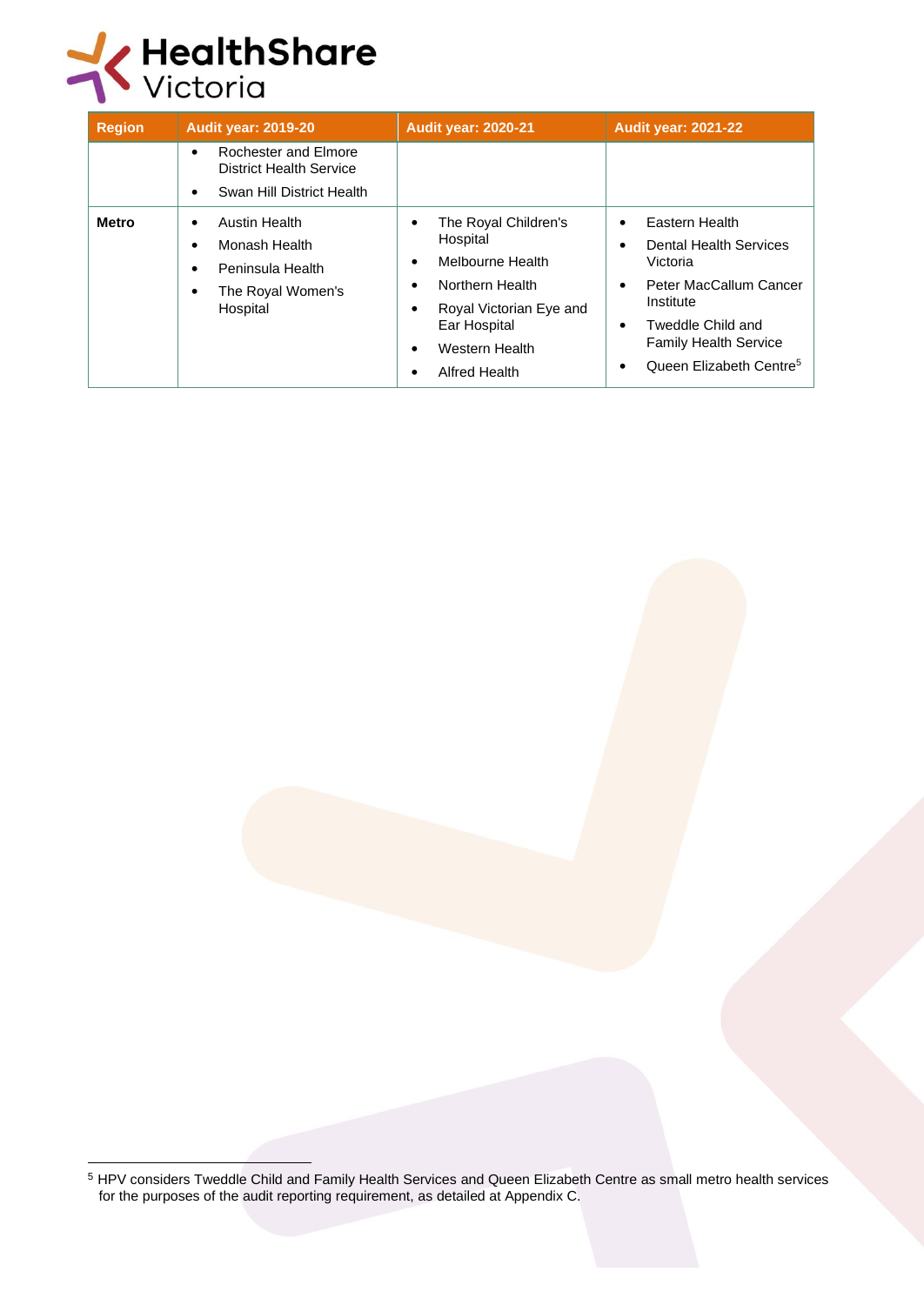| Region | Audit year: 2019-20 | Audit year: 2020-21 | Audit year: 2021-22 |
|---|---|---|---|
| | • Rochester and Elmore District Health Service<br>• Swan Hill District Health | | |
| **Metro** | • Austin Health<br>• Monash Health<br>• Peninsula Health<br>• The Royal Women's Hospital | • The Royal Children's Hospital<br>• Melbourne Health<br>• Northern Health<br>• Royal Victorian Eye and Ear Hospital<br>• Western Health<br>• Alfred Health | • Eastern Health<br>• Dental Health Services Victoria<br>• Peter MacCallum Cancer Institute<br>• Tweddle Child and Family Health Service<br>• Queen Elizabeth Centre[5] |

[5] HPV considers Tweddle Child and Family Health Services and Queen Elizabeth Centre as small metro health services for the purposes of the audit reporting requirement, as detailed at Appendix C.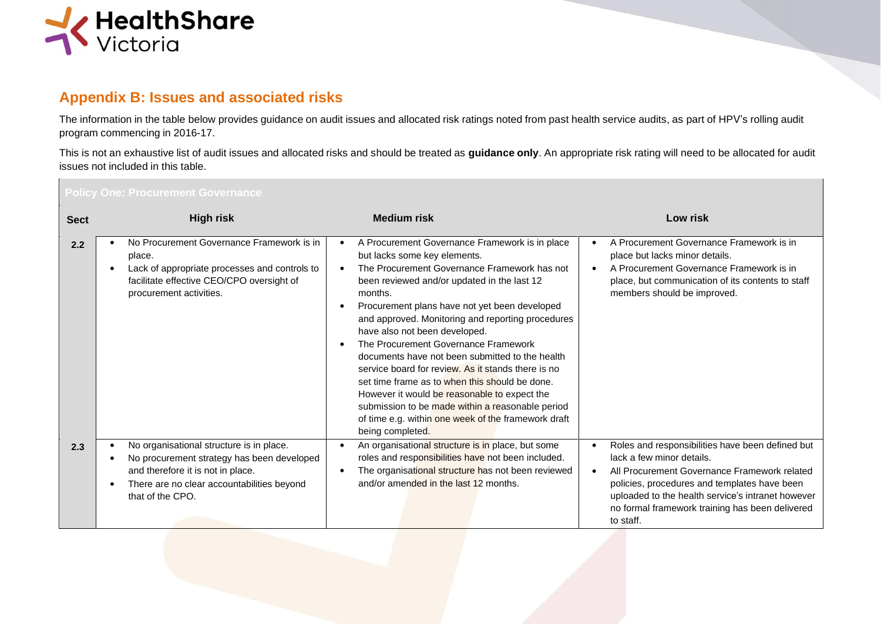## Appendix B: Issues and associated risks

The information in the table below provides guidance on audit issues and allocated risk ratings noted from past health service audits, as part of HPV's rolling audit program commencing in 2016-17.

This is not an exhaustive list of audit issues and allocated risks and should be treated as **guidance only**. An appropriate risk rating will need to be allocated for audit issues not included in this table.

| Policy One: Procurement Governance | | | |
|---|---|---|---|
| **Sect** | **High risk** | **Medium risk** | **Low risk** |
| 2.2 | • No Procurement Governance Framework is in place.<br>• Lack of appropriate processes and controls to facilitate effective CEO/CPO oversight of procurement activities. | • A Procurement Governance Framework is in place but lacks some key elements.<br>• The Procurement Governance Framework has not been reviewed and/or updated in the last 12 months.<br>• Procurement plans have not yet been developed and approved. Monitoring and reporting procedures have also not been developed.<br>• The Procurement Governance Framework documents have not been submitted to the health service board for review. As it stands there is no set time frame as to when this should be done. However it would be reasonable to expect the submission to be made within a reasonable period of time e.g. within one week of the framework draft being completed. | • A Procurement Governance Framework is in place but lacks minor details.<br>• A Procurement Governance Framework is in place, but communication of its contents to staff members should be improved. |
| 2.3 | • No organisational structure is in place.<br>• No procurement strategy has been developed and therefore it is not in place.<br>• There are no clear accountabilities beyond that of the CPO. | • An organisational structure is in place, but some roles and responsibilities have not been included.<br>• The organisational structure has not been reviewed and/or amended in the last 12 months. | • Roles and responsibilities have been defined but lack a few minor details.<br>• All Procurement Governance Framework related policies, procedures and templates have been uploaded to the health service's intranet however no formal framework training has been delivered to staff. |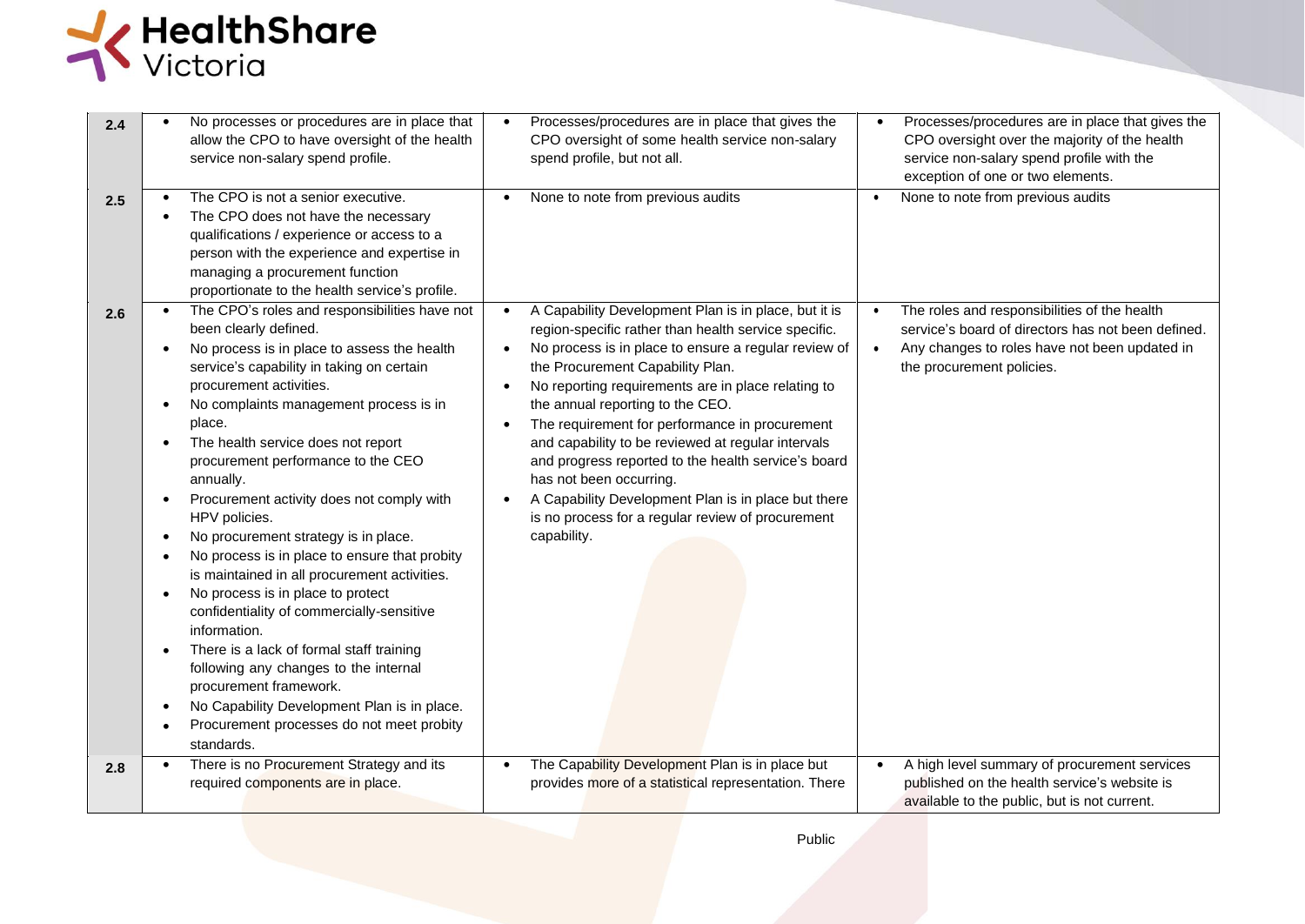| | | | |
|---|---|---|---|
| 2.4 | • No processes or procedures are in place that allow the CPO to have oversight of the health service non-salary spend profile. | • Processes/procedures are in place that gives the CPO oversight of some health service non-salary spend profile, but not all. | • Processes/procedures are in place that gives the CPO oversight over the majority of the health service non-salary spend profile with the exception of one or two elements. |
| 2.5 | • The CPO is not a senior executive.<br>• The CPO does not have the necessary qualifications / experience or access to a person with the experience and expertise in managing a procurement function proportionate to the health service's profile. | • None to note from previous audits | • None to note from previous audits |
| 2.6 | • The CPO's roles and responsibilities have not been clearly defined.<br>• No process is in place to assess the health service's capability in taking on certain procurement activities.<br>• No complaints management process is in place.<br>• The health service does not report procurement performance to the CEO annually.<br>• Procurement activity does not comply with HPV policies.<br>• No procurement strategy is in place.<br>• No process is in place to ensure that probity is maintained in all procurement activities.<br>• No process is in place to protect confidentiality of commercially-sensitive information.<br>• There is a lack of formal staff training following any changes to the internal procurement framework.<br>• No Capability Development Plan is in place.<br>• Procurement processes do not meet probity standards. | • A Capability Development Plan is in place, but it is region-specific rather than health service specific.<br>• No process is in place to ensure a regular review of the Procurement Capability Plan.<br>• No reporting requirements are in place relating to the annual reporting to the CEO.<br>• The requirement for performance in procurement and capability to be reviewed at regular intervals and progress reported to the health service's board has not been occurring.<br>• A Capability Development Plan is in place but there is no process for a regular review of procurement capability. | • The roles and responsibilities of the health service's board of directors has not been defined.<br>• Any changes to roles have not been updated in the procurement policies. |
| 2.8 | • There is no Procurement Strategy and its required components are in place. | • The Capability Development Plan is in place but provides more of a statistical representation. There | • A high level summary of procurement services published on the health service's website is available to the public, but is not current. |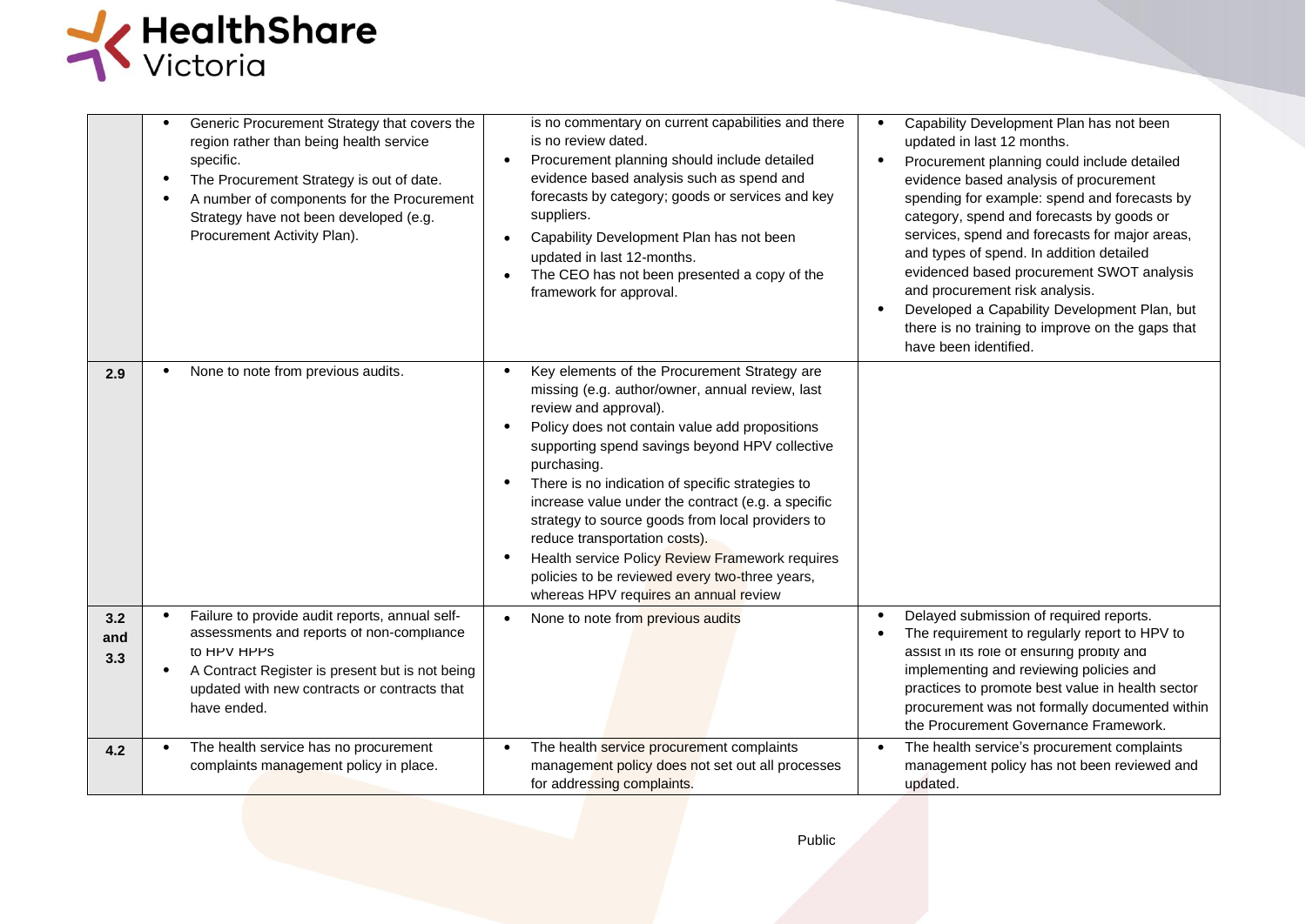| | | | |
|---|---|---|---|
| | • Generic Procurement Strategy that covers the region rather than being health service specific.<br>• The Procurement Strategy is out of date.<br>• A number of components for the Procurement Strategy have not been developed (e.g. Procurement Activity Plan). | is no commentary on current capabilities and there is no review dated.<br>• Procurement planning should include detailed evidence based analysis such as spend and forecasts by category; goods or services and key suppliers.<br>• Capability Development Plan has not been updated in last 12-months.<br>• The CEO has not been presented a copy of the framework for approval. | • Capability Development Plan has not been updated in last 12 months.<br>• Procurement planning could include detailed evidence based analysis of procurement spending for example: spend and forecasts by category, spend and forecasts by goods or services, spend and forecasts for major areas, and types of spend. In addition detailed evidenced based procurement SWOT analysis and procurement risk analysis.<br>• Developed a Capability Development Plan, but there is no training to improve on the gaps that have been identified. |
| **2.9** | • None to note from previous audits. | • Key elements of the Procurement Strategy are missing (e.g. author/owner, annual review, last review and approval).<br>• Policy does not contain value add propositions supporting spend savings beyond HPV collective purchasing.<br>• There is no indication of specific strategies to increase value under the contract (e.g. a specific strategy to source goods from local providers to reduce transportation costs).<br>• Health service Policy Review Framework requires policies to be reviewed every two-three years, whereas HPV requires an annual review | |
| **3.2 and 3.3** | • Failure to provide audit reports, annual self-assessments and reports of non-compliance to HPV HPPs<br>• A Contract Register is present but is not being updated with new contracts or contracts that have ended. | • None to note from previous audits | • Delayed submission of required reports.<br>• The requirement to regularly report to HPV to assist in its role of ensuring probity and implementing and reviewing policies and practices to promote best value in health sector procurement was not formally documented within the Procurement Governance Framework. |
| **4.2** | • The health service has no procurement complaints management policy in place. | • The health service procurement complaints management policy does not set out all processes for addressing complaints. | • The health service's procurement complaints management policy has not been reviewed and updated. |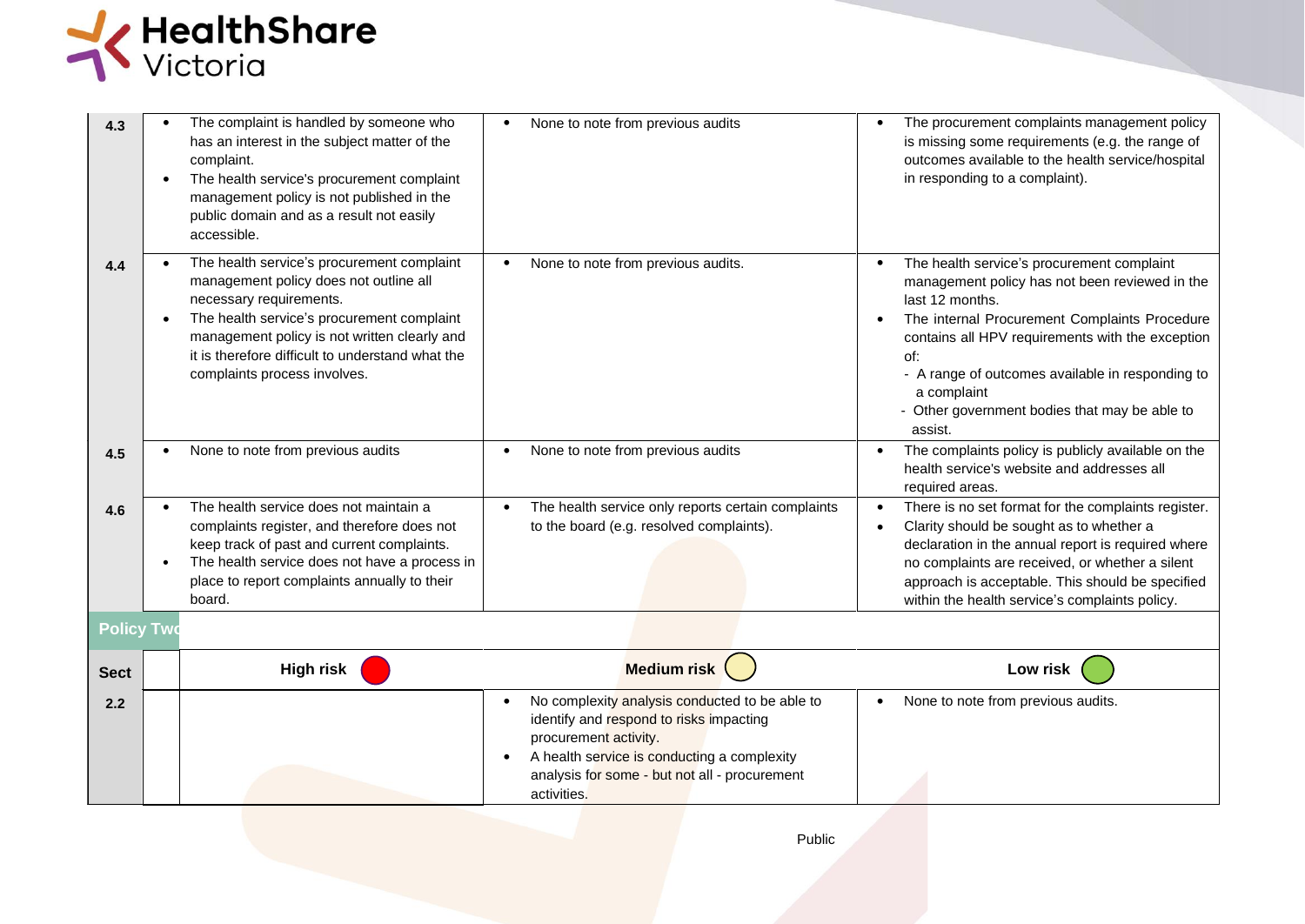| | High risk | Medium risk | Low risk |
|---|---|---|---|
| 4.3 | • The complaint is handled by someone who has an interest in the subject matter of the complaint.<br>• The health service's procurement complaint management policy is not published in the public domain and as a result not easily accessible. | • None to note from previous audits | • The procurement complaints management policy is missing some requirements (e.g. the range of outcomes available to the health service/hospital in responding to a complaint). |
| 4.4 | • The health service's procurement complaint management policy does not outline all necessary requirements.<br>• The health service's procurement complaint management policy is not written clearly and it is therefore difficult to understand what the complaints process involves. | • None to note from previous audits. | • The health service's procurement complaint management policy has not been reviewed in the last 12 months.<br>• The internal Procurement Complaints Procedure contains all HPV requirements with the exception of:<br>- A range of outcomes available in responding to a complaint<br>- Other government bodies that may be able to assist. |
| 4.5 | • None to note from previous audits | • None to note from previous audits | • The complaints policy is publicly available on the health service's website and addresses all required areas. |
| 4.6 | • The health service does not maintain a complaints register, and therefore does not keep track of past and current complaints.<br>• The health service does not have a process in place to report complaints annually to their board. | • The health service only reports certain complaints to the board (e.g. resolved complaints). | • There is no set format for the complaints register.<br>• Clarity should be sought as to whether a declaration in the annual report is required where no complaints are received, or whether a silent approach is acceptable. This should be specified within the health service's complaints policy. |

**Policy Two**

| Sect | High risk | Medium risk | Low risk |
|---|---|---|---|
| 2.2 | | • No complexity analysis conducted to be able to identify and respond to risks impacting procurement activity.<br>• A health service is conducting a complexity analysis for some - but not all - procurement activities. | • None to note from previous audits. |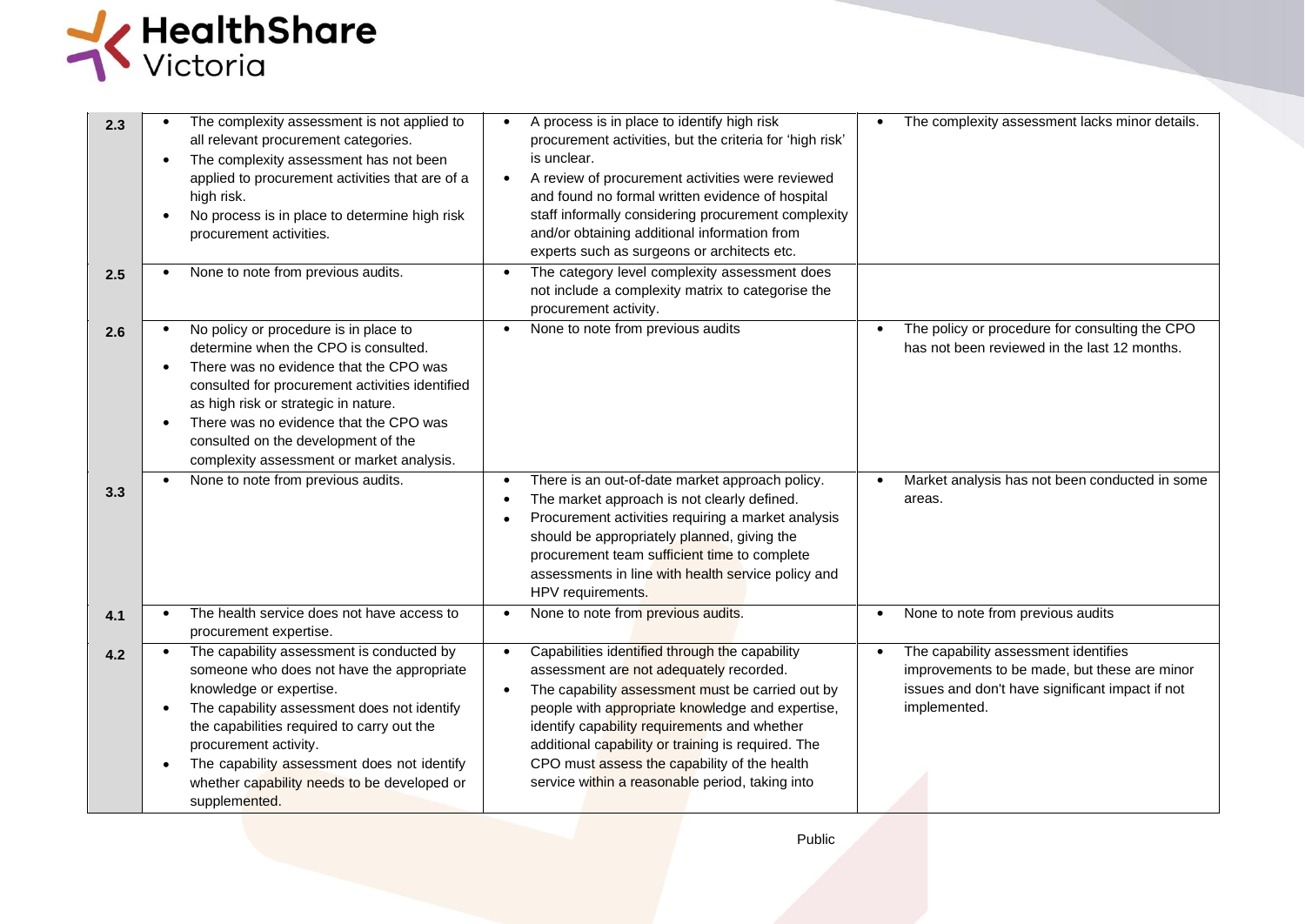| | | | |
|---|---|---|---|
| **2.3** | • The complexity assessment is not applied to all relevant procurement categories.<br>• The complexity assessment has not been applied to procurement activities that are of a high risk.<br>• No process is in place to determine high risk procurement activities. | • A process is in place to identify high risk procurement activities, but the criteria for 'high risk' is unclear.<br>• A review of procurement activities were reviewed and found no formal written evidence of hospital staff informally considering procurement complexity and/or obtaining additional information from experts such as surgeons or architects etc. | • The complexity assessment lacks minor details. |
| **2.5** | • None to note from previous audits. | • The category level complexity assessment does not include a complexity matrix to categorise the procurement activity. | |
| **2.6** | • No policy or procedure is in place to determine when the CPO is consulted.<br>• There was no evidence that the CPO was consulted for procurement activities identified as high risk or strategic in nature.<br>• There was no evidence that the CPO was consulted on the development of the complexity assessment or market analysis. | • None to note from previous audits | • The policy or procedure for consulting the CPO has not been reviewed in the last 12 months. |
| **3.3** | • None to note from previous audits. | • There is an out-of-date market approach policy.<br>• The market approach is not clearly defined.<br>• Procurement activities requiring a market analysis should be appropriately planned, giving the procurement team sufficient time to complete assessments in line with health service policy and HPV requirements. | • Market analysis has not been conducted in some areas. |
| **4.1** | • The health service does not have access to procurement expertise. | • None to note from previous audits. | • None to note from previous audits |
| **4.2** | • The capability assessment is conducted by someone who does not have the appropriate knowledge or expertise.<br>• The capability assessment does not identify the capabilities required to carry out the procurement activity.<br>• The capability assessment does not identify whether capability needs to be developed or supplemented. | • Capabilities identified through the capability assessment are not adequately recorded.<br>• The capability assessment must be carried out by people with appropriate knowledge and expertise, identify capability requirements and whether additional capability or training is required. The CPO must assess the capability of the health service within a reasonable period, taking into | • The capability assessment identifies improvements to be made, but these are minor issues and don't have significant impact if not implemented. |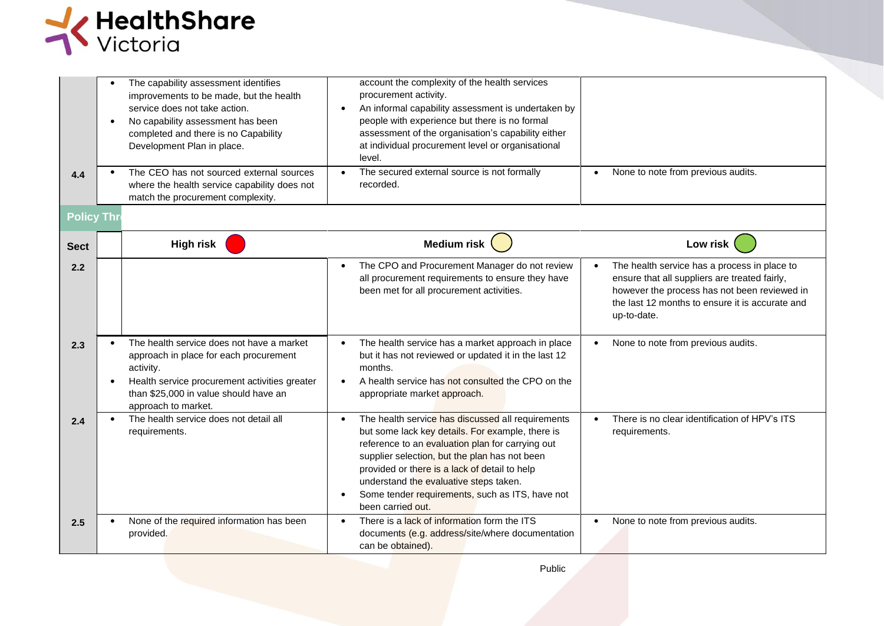| | | | |
|---|---|---|---|
| | • The capability assessment identifies improvements to be made, but the health service does not take action.<br>• No capability assessment has been completed and there is no Capability Development Plan in place. | account the complexity of the health services procurement activity.<br>• An informal capability assessment is undertaken by people with experience but there is no formal assessment of the organisation's capability either at individual procurement level or organisational level. | |
| 4.4 | • The CEO has not sourced external sources where the health service capability does not match the procurement complexity. | • The secured external source is not formally recorded. | • None to note from previous audits. |

**Policy Thr**

| Sect | High risk | Medium risk | Low risk |
|---|---|---|---|
| 2.2 | | • The CPO and Procurement Manager do not review all procurement requirements to ensure they have been met for all procurement activities. | • The health service has a process in place to ensure that all suppliers are treated fairly, however the process has not been reviewed in the last 12 months to ensure it is accurate and up-to-date. |
| 2.3 | • The health service does not have a market approach in place for each procurement activity.<br>• Health service procurement activities greater than $25,000 in value should have an approach to market. | • The health service has a market approach in place but it has not reviewed or updated it in the last 12 months.<br>• A health service has not consulted the CPO on the appropriate market approach. | • None to note from previous audits. |
| 2.4 | • The health service does not detail all requirements. | • The health service has discussed all requirements but some lack key details. For example, there is reference to an evaluation plan for carrying out supplier selection, but the plan has not been provided or there is a lack of detail to help understand the evaluative steps taken.<br>• Some tender requirements, such as ITS, have not been carried out. | • There is no clear identification of HPV's ITS requirements. |
| 2.5 | • None of the required information has been provided. | • There is a lack of information form the ITS documents (e.g. address/site/where documentation can be obtained). | • None to note from previous audits. |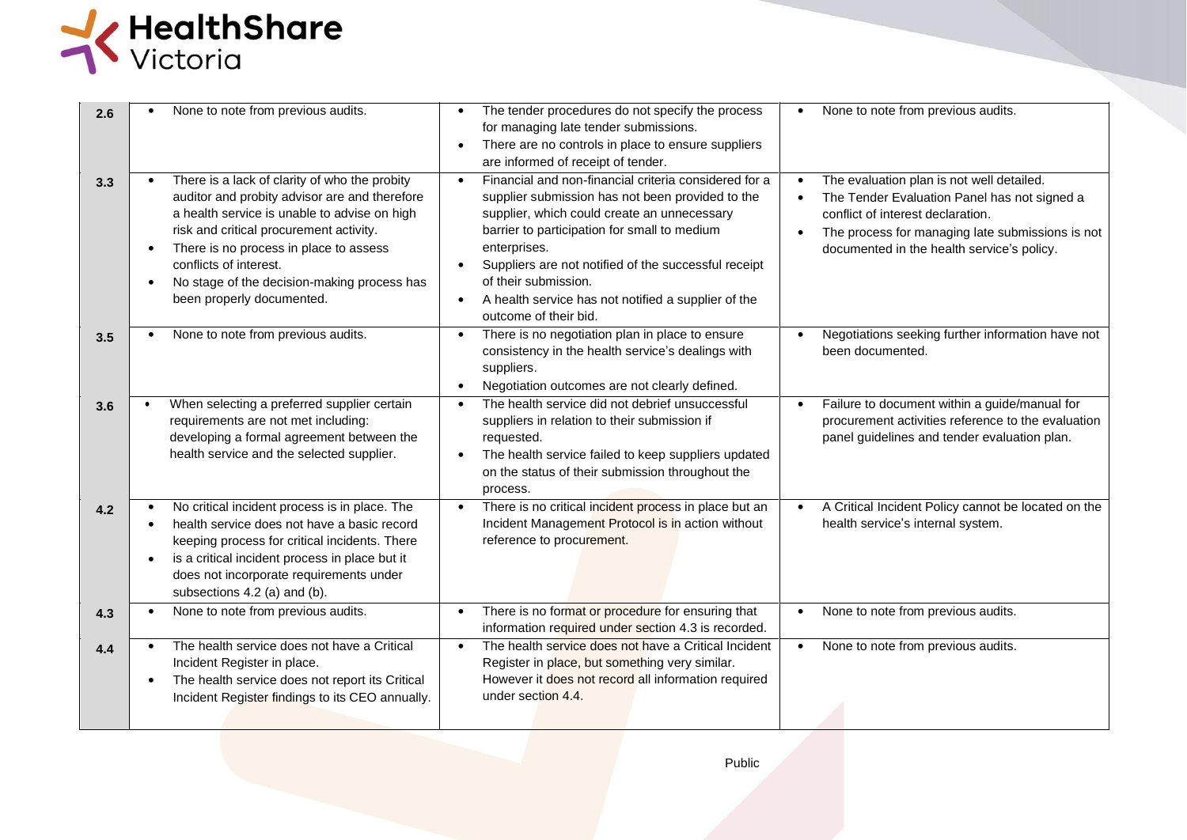| | | | |
|---|---|---|---|
| **2.6** | • None to note from previous audits. | • The tender procedures do not specify the process for managing late tender submissions.<br>• There are no controls in place to ensure suppliers are informed of receipt of tender. | • None to note from previous audits. |
| **3.3** | • There is a lack of clarity of who the probity auditor and probity advisor are and therefore a health service is unable to advise on high risk and critical procurement activity.<br>• There is no process in place to assess conflicts of interest.<br>• No stage of the decision-making process has been properly documented. | • Financial and non-financial criteria considered for a supplier submission has not been provided to the supplier, which could create an unnecessary barrier to participation for small to medium enterprises.<br>• Suppliers are not notified of the successful receipt of their submission.<br>• A health service has not notified a supplier of the outcome of their bid. | • The evaluation plan is not well detailed.<br>• The Tender Evaluation Panel has not signed a conflict of interest declaration.<br>• The process for managing late submissions is not documented in the health service's policy. |
| **3.5** | • None to note from previous audits. | • There is no negotiation plan in place to ensure consistency in the health service's dealings with suppliers.<br>• Negotiation outcomes are not clearly defined. | • Negotiations seeking further information have not been documented. |
| **3.6** | • When selecting a preferred supplier certain requirements are not met including: developing a formal agreement between the health service and the selected supplier. | • The health service did not debrief unsuccessful suppliers in relation to their submission if requested.<br>• The health service failed to keep suppliers updated on the status of their submission throughout the process. | • Failure to document within a guide/manual for procurement activities reference to the evaluation panel guidelines and tender evaluation plan. |
| **4.2** | • No critical incident process is in place. The<br>• health service does not have a basic record keeping process for critical incidents. There<br>• is a critical incident process in place but it does not incorporate requirements under subsections 4.2 (a) and (b). | • There is no critical incident process in place but an Incident Management Protocol is in action without reference to procurement. | • A Critical Incident Policy cannot be located on the health service's internal system. |
| **4.3** | • None to note from previous audits. | • There is no format or procedure for ensuring that information required under section 4.3 is recorded. | • None to note from previous audits. |
| **4.4** | • The health service does not have a Critical Incident Register in place.<br>• The health service does not report its Critical Incident Register findings to its CEO annually. | • The health service does not have a Critical Incident Register in place, but something very similar. However it does not record all information required under section 4.4. | • None to note from previous audits. |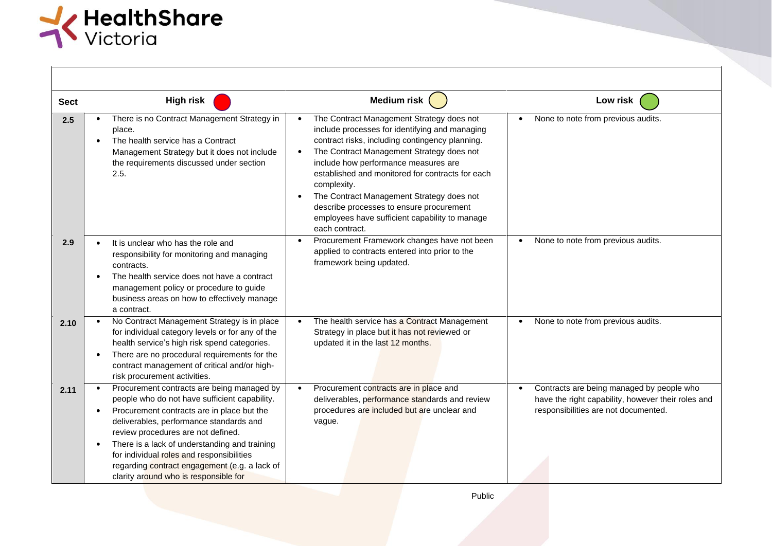| Sect | High risk | Medium risk | Low risk |
|---|---|---|---|
| 2.5 | • There is no Contract Management Strategy in place.<br>• The health service has a Contract Management Strategy but it does not include the requirements discussed under section 2.5. | • The Contract Management Strategy does not include processes for identifying and managing contract risks, including contingency planning.<br>• The Contract Management Strategy does not include how performance measures are established and monitored for contracts for each complexity.<br>• The Contract Management Strategy does not describe processes to ensure procurement employees have sufficient capability to manage each contract. | • None to note from previous audits. |
| 2.9 | • It is unclear who has the role and responsibility for monitoring and managing contracts.<br>• The health service does not have a contract management policy or procedure to guide business areas on how to effectively manage a contract. | • Procurement Framework changes have not been applied to contracts entered into prior to the framework being updated. | • None to note from previous audits. |
| 2.10 | • No Contract Management Strategy is in place for individual category levels or for any of the health service's high risk spend categories.<br>• There are no procedural requirements for the contract management of critical and/or high-risk procurement activities. | • The health service has a Contract Management Strategy in place but it has not reviewed or updated it in the last 12 months. | • None to note from previous audits. |
| 2.11 | • Procurement contracts are being managed by people who do not have sufficient capability.<br>• Procurement contracts are in place but the deliverables, performance standards and review procedures are not defined.<br>• There is a lack of understanding and training for individual roles and responsibilities regarding contract engagement (e.g. a lack of clarity around who is responsible for | • Procurement contracts are in place and deliverables, performance standards and review procedures are included but are unclear and vague. | • Contracts are being managed by people who have the right capability, however their roles and responsibilities are not documented. |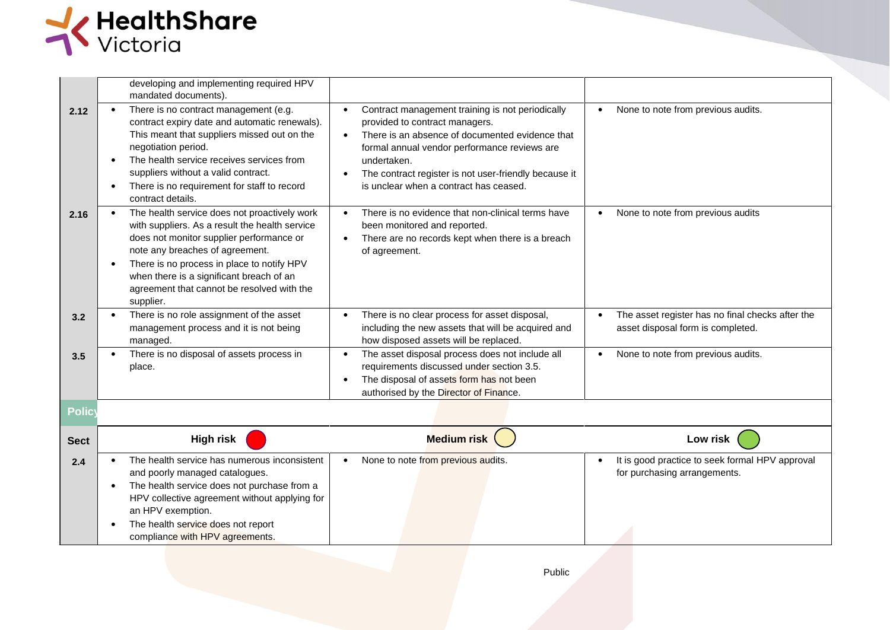| | | | |
|---|---|---|---|
| | developing and implementing required HPV mandated documents). | | |
| 2.12 | • There is no contract management (e.g. contract expiry date and automatic renewals). This meant that suppliers missed out on the negotiation period.<br>• The health service receives services from suppliers without a valid contract.<br>• There is no requirement for staff to record contract details. | • Contract management training is not periodically provided to contract managers.<br>• There is an absence of documented evidence that formal annual vendor performance reviews are undertaken.<br>• The contract register is not user-friendly because it is unclear when a contract has ceased. | • None to note from previous audits. |
| 2.16 | • The health service does not proactively work with suppliers. As a result the health service does not monitor supplier performance or note any breaches of agreement.<br>• There is no process in place to notify HPV when there is a significant breach of an agreement that cannot be resolved with the supplier. | • There is no evidence that non-clinical terms have been monitored and reported.<br>• There are no records kept when there is a breach of agreement. | • None to note from previous audits |
| 3.2 | • There is no role assignment of the asset management process and it is not being managed. | • There is no clear process for asset disposal, including the new assets that will be acquired and how disposed assets will be replaced. | • The asset register has no final checks after the asset disposal form is completed. |
| 3.5 | • There is no disposal of assets process in place. | • The asset disposal process does not include all requirements discussed under section 3.5.<br>• The disposal of assets form has not been authorised by the Director of Finance. | • None to note from previous audits. |

**Policy**

| Sect | High risk | Medium risk | Low risk |
|---|---|---|---|
| 2.4 | • The health service has numerous inconsistent and poorly managed catalogues.<br>• The health service does not purchase from a HPV collective agreement without applying for an HPV exemption.<br>• The health service does not report compliance with HPV agreements. | • None to note from previous audits. | • It is good practice to seek formal HPV approval for purchasing arrangements. |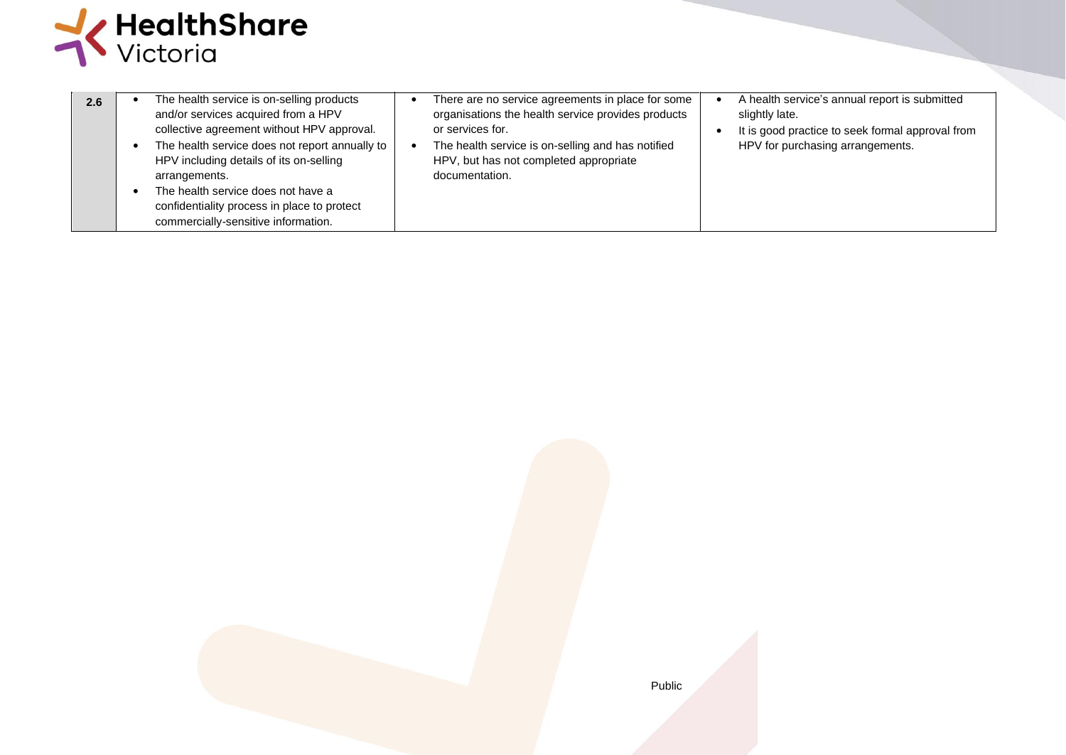| | | | |
|---|---|---|---|
| **2.6** | • The health service is on-selling products and/or services acquired from a HPV collective agreement without HPV approval.<br>• The health service does not report annually to HPV including details of its on-selling arrangements.<br>• The health service does not have a confidentiality process in place to protect commercially-sensitive information. | • There are no service agreements in place for some organisations the health service provides products or services for.<br>• The health service is on-selling and has notified HPV, but has not completed appropriate documentation. | • A health service's annual report is submitted slightly late.<br>• It is good practice to seek formal approval from HPV for purchasing arrangements. |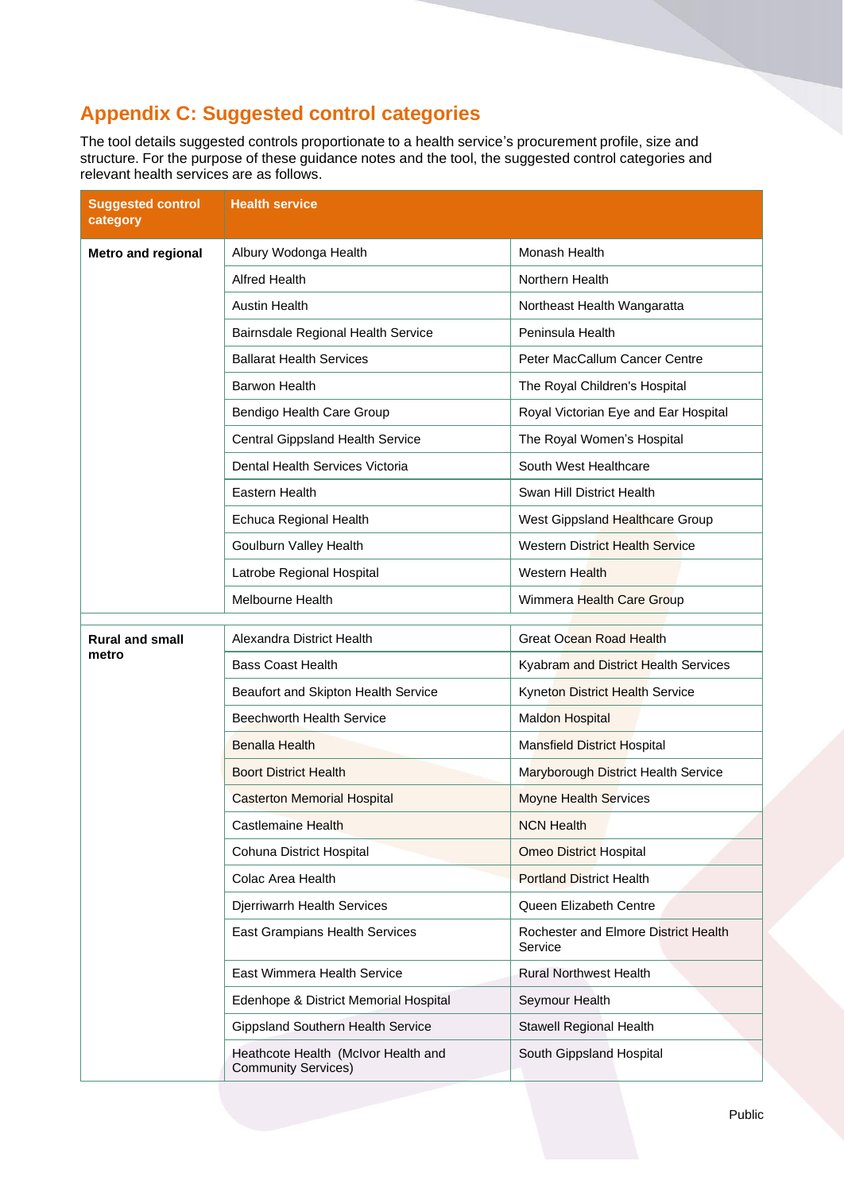## Appendix C: Suggested control categories

The tool details suggested controls proportionate to a health service's procurement profile, size and structure. For the purpose of these guidance notes and the tool, the suggested control categories and relevant health services are as follows.

| Suggested control category | Health service | |
|---|---|---|
| **Metro and regional** | Albury Wodonga Health | Monash Health |
| | Alfred Health | Northern Health |
| | Austin Health | Northeast Health Wangaratta |
| | Bairnsdale Regional Health Service | Peninsula Health |
| | Ballarat Health Services | Peter MacCallum Cancer Centre |
| | Barwon Health | The Royal Children's Hospital |
| | Bendigo Health Care Group | Royal Victorian Eye and Ear Hospital |
| | Central Gippsland Health Service | The Royal Women's Hospital |
| | Dental Health Services Victoria | South West Healthcare |
| | Eastern Health | Swan Hill District Health |
| | Echuca Regional Health | West Gippsland Healthcare Group |
| | Goulburn Valley Health | Western District Health Service |
| | Latrobe Regional Hospital | Western Health |
| | Melbourne Health | Wimmera Health Care Group |
| **Rural and small metro** | Alexandra District Health | Great Ocean Road Health |
| | Bass Coast Health | Kyabram and District Health Services |
| | Beaufort and Skipton Health Service | Kyneton District Health Service |
| | Beechworth Health Service | Maldon Hospital |
| | Benalla Health | Mansfield District Hospital |
| | Boort District Health | Maryborough District Health Service |
| | Casterton Memorial Hospital | Moyne Health Services |
| | Castlemaine Health | NCN Health |
| | Cohuna District Hospital | Omeo District Hospital |
| | Colac Area Health | Portland District Health |
| | Djerriwarrh Health Services | Queen Elizabeth Centre |
| | East Grampians Health Services | Rochester and Elmore District Health Service |
| | East Wimmera Health Service | Rural Northwest Health |
| | Edenhope & District Memorial Hospital | Seymour Health |
| | Gippsland Southern Health Service | Stawell Regional Health |
| | Heathcote Health (McIvor Health and Community Services) | South Gippsland Hospital |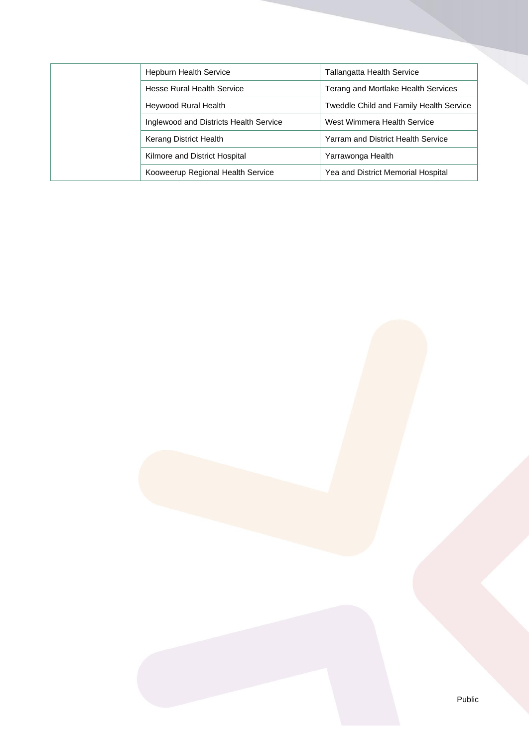| | | |
|---|---|---|
| | Hepburn Health Service | Tallangatta Health Service |
| | Hesse Rural Health Service | Terang and Mortlake Health Services |
| | Heywood Rural Health | Tweddle Child and Family Health Service |
| | Inglewood and Districts Health Service | West Wimmera Health Service |
| | Kerang District Health | Yarram and District Health Service |
| | Kilmore and District Hospital | Yarrawonga Health |
| | Kooweerup Regional Health Service | Yea and District Memorial Hospital |

Public